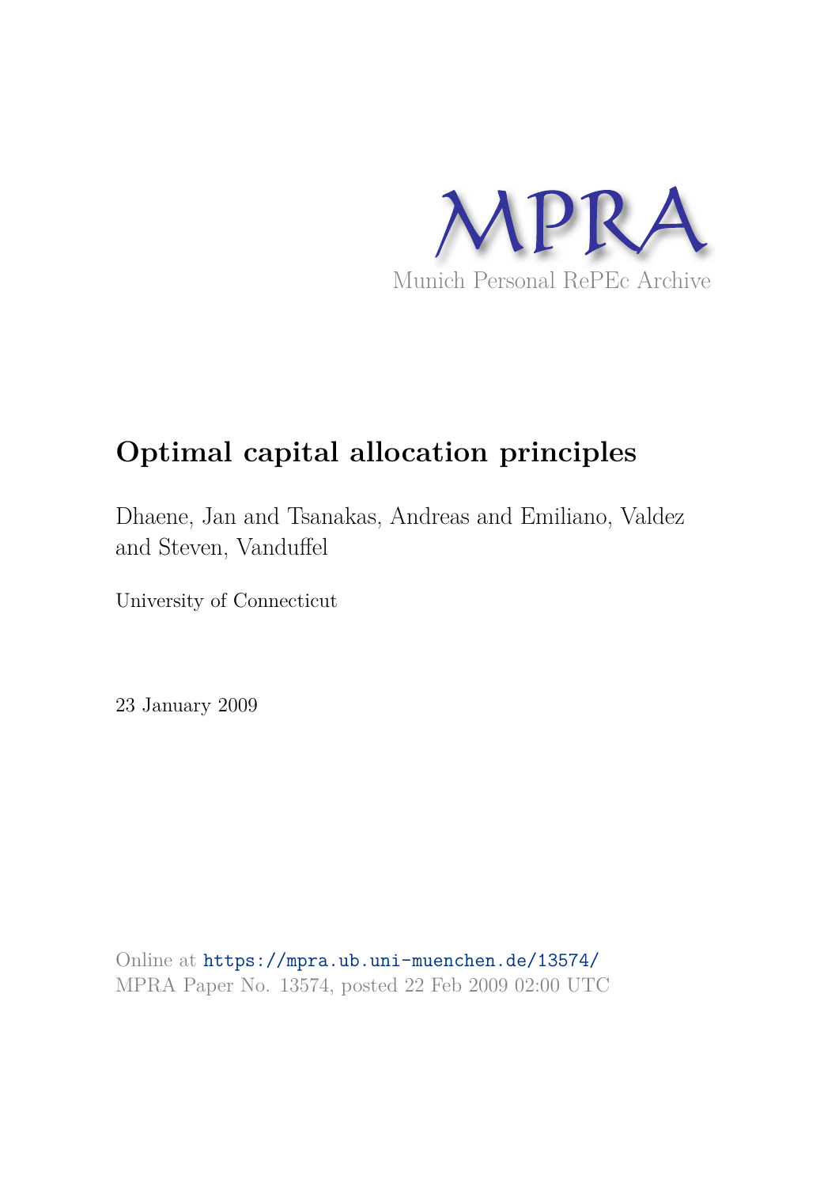MPRA

Munich Personal RePEc Archive

# Optimal capital allocation principles

Dhaene, Jan and Tsanakas, Andreas and Emiliano, Valdez and Steven, Vanduffel

University of Connecticut

23 January 2009

Online at https://mpra.ub.uni-muenchen.de/13574/
MPRA Paper No. 13574, posted 22 Feb 2009 02:00 UTC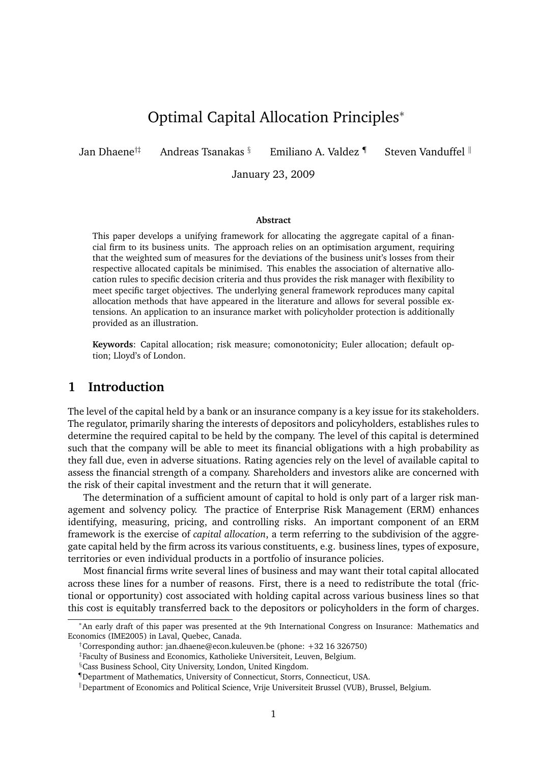# Optimal Capital Allocation Principles*

Jan Dhaene[†‡] Andreas Tsanakas [§] Emiliano A. Valdez [¶] Steven Vanduffel [‖]

January 23, 2009

**Abstract**

This paper develops a unifying framework for allocating the aggregate capital of a financial firm to its business units. The approach relies on an optimisation argument, requiring that the weighted sum of measures for the deviations of the business unit's losses from their respective allocated capitals be minimised. This enables the association of alternative allocation rules to specific decision criteria and thus provides the risk manager with flexibility to meet specific target objectives. The underlying general framework reproduces many capital allocation methods that have appeared in the literature and allows for several possible extensions. An application to an insurance market with policyholder protection is additionally provided as an illustration.

**Keywords**: Capital allocation; risk measure; comonotonicity; Euler allocation; default option; Lloyd's of London.

## 1 Introduction

The level of the capital held by a bank or an insurance company is a key issue for its stakeholders. The regulator, primarily sharing the interests of depositors and policyholders, establishes rules to determine the required capital to be held by the company. The level of this capital is determined such that the company will be able to meet its financial obligations with a high probability as they fall due, even in adverse situations. Rating agencies rely on the level of available capital to assess the financial strength of a company. Shareholders and investors alike are concerned with the risk of their capital investment and the return that it will generate.

The determination of a sufficient amount of capital to hold is only part of a larger risk management and solvency policy. The practice of Enterprise Risk Management (ERM) enhances identifying, measuring, pricing, and controlling risks. An important component of an ERM framework is the exercise of *capital allocation*, a term referring to the subdivision of the aggregate capital held by the firm across its various constituents, e.g. business lines, types of exposure, territories or even individual products in a portfolio of insurance policies.

Most financial firms write several lines of business and may want their total capital allocated across these lines for a number of reasons. First, there is a need to redistribute the total (frictional or opportunity) cost associated with holding capital across various business lines so that this cost is equitably transferred back to the depositors or policyholders in the form of charges.

---

*An early draft of this paper was presented at the 9th International Congress on Insurance: Mathematics and Economics (IME2005) in Laval, Quebec, Canada.

†Corresponding author: jan.dhaene@econ.kuleuven.be (phone: +32 16 326750)

‡Faculty of Business and Economics, Katholieke Universiteit, Leuven, Belgium.

§Cass Business School, City University, London, United Kingdom.

¶Department of Mathematics, University of Connecticut, Storrs, Connecticut, USA.

‖Department of Economics and Political Science, Vrije Universiteit Brussel (VUB), Brussel, Belgium.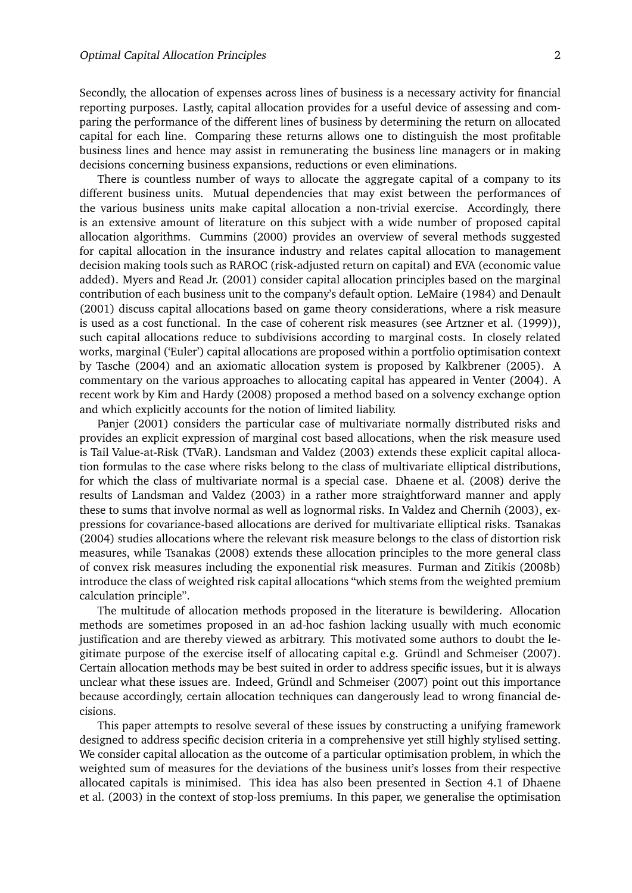Secondly, the allocation of expenses across lines of business is a necessary activity for financial reporting purposes. Lastly, capital allocation provides for a useful device of assessing and comparing the performance of the different lines of business by determining the return on allocated capital for each line. Comparing these returns allows one to distinguish the most profitable business lines and hence may assist in remunerating the business line managers or in making decisions concerning business expansions, reductions or even eliminations.

There is countless number of ways to allocate the aggregate capital of a company to its different business units. Mutual dependencies that may exist between the performances of the various business units make capital allocation a non-trivial exercise. Accordingly, there is an extensive amount of literature on this subject with a wide number of proposed capital allocation algorithms. Cummins (2000) provides an overview of several methods suggested for capital allocation in the insurance industry and relates capital allocation to management decision making tools such as RAROC (risk-adjusted return on capital) and EVA (economic value added). Myers and Read Jr. (2001) consider capital allocation principles based on the marginal contribution of each business unit to the company's default option. LeMaire (1984) and Denault (2001) discuss capital allocations based on game theory considerations, where a risk measure is used as a cost functional. In the case of coherent risk measures (see Artzner et al. (1999)), such capital allocations reduce to subdivisions according to marginal costs. In closely related works, marginal ('Euler') capital allocations are proposed within a portfolio optimisation context by Tasche (2004) and an axiomatic allocation system is proposed by Kalkbrener (2005). A commentary on the various approaches to allocating capital has appeared in Venter (2004). A recent work by Kim and Hardy (2008) proposed a method based on a solvency exchange option and which explicitly accounts for the notion of limited liability.

Panjer (2001) considers the particular case of multivariate normally distributed risks and provides an explicit expression of marginal cost based allocations, when the risk measure used is Tail Value-at-Risk (TVaR). Landsman and Valdez (2003) extends these explicit capital allocation formulas to the case where risks belong to the class of multivariate elliptical distributions, for which the class of multivariate normal is a special case. Dhaene et al. (2008) derive the results of Landsman and Valdez (2003) in a rather more straightforward manner and apply these to sums that involve normal as well as lognormal risks. In Valdez and Chernih (2003), expressions for covariance-based allocations are derived for multivariate elliptical risks. Tsanakas (2004) studies allocations where the relevant risk measure belongs to the class of distortion risk measures, while Tsanakas (2008) extends these allocation principles to the more general class of convex risk measures including the exponential risk measures. Furman and Zitikis (2008b) introduce the class of weighted risk capital allocations "which stems from the weighted premium calculation principle".

The multitude of allocation methods proposed in the literature is bewildering. Allocation methods are sometimes proposed in an ad-hoc fashion lacking usually with much economic justification and are thereby viewed as arbitrary. This motivated some authors to doubt the legitimate purpose of the exercise itself of allocating capital e.g. Gründl and Schmeiser (2007). Certain allocation methods may be best suited in order to address specific issues, but it is always unclear what these issues are. Indeed, Gründl and Schmeiser (2007) point out this importance because accordingly, certain allocation techniques can dangerously lead to wrong financial decisions.

This paper attempts to resolve several of these issues by constructing a unifying framework designed to address specific decision criteria in a comprehensive yet still highly stylised setting. We consider capital allocation as the outcome of a particular optimisation problem, in which the weighted sum of measures for the deviations of the business unit's losses from their respective allocated capitals is minimised. This idea has also been presented in Section 4.1 of Dhaene et al. (2003) in the context of stop-loss premiums. In this paper, we generalise the optimisation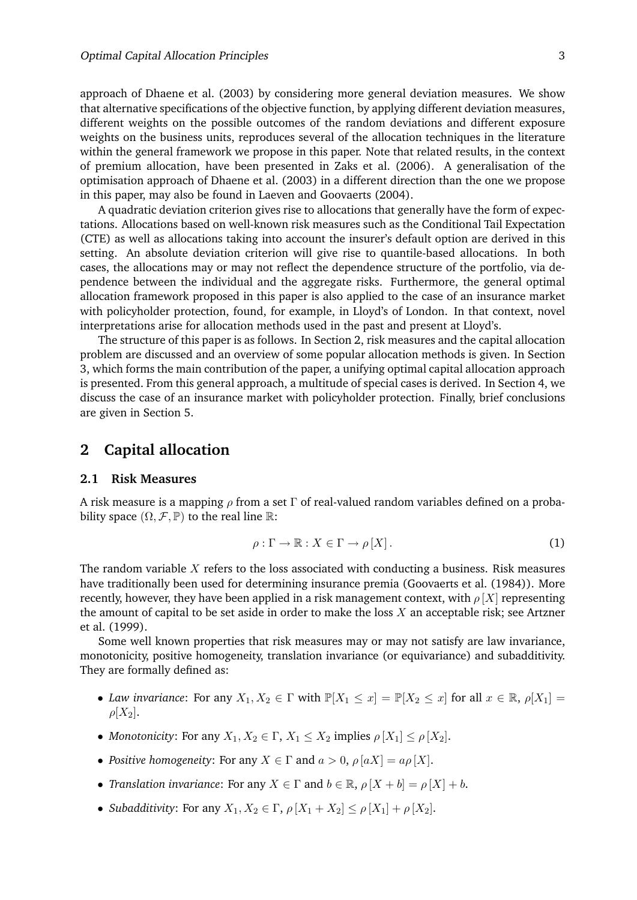approach of Dhaene et al. (2003) by considering more general deviation measures. We show that alternative specifications of the objective function, by applying different deviation measures, different weights on the possible outcomes of the random deviations and different exposure weights on the business units, reproduces several of the allocation techniques in the literature within the general framework we propose in this paper. Note that related results, in the context of premium allocation, have been presented in Zaks et al. (2006). A generalisation of the optimisation approach of Dhaene et al. (2003) in a different direction than the one we propose in this paper, may also be found in Laeven and Goovaerts (2004).

A quadratic deviation criterion gives rise to allocations that generally have the form of expectations. Allocations based on well-known risk measures such as the Conditional Tail Expectation (CTE) as well as allocations taking into account the insurer's default option are derived in this setting. An absolute deviation criterion will give rise to quantile-based allocations. In both cases, the allocations may or may not reflect the dependence structure of the portfolio, via dependence between the individual and the aggregate risks. Furthermore, the general optimal allocation framework proposed in this paper is also applied to the case of an insurance market with policyholder protection, found, for example, in Lloyd's of London. In that context, novel interpretations arise for allocation methods used in the past and present at Lloyd's.

The structure of this paper is as follows. In Section 2, risk measures and the capital allocation problem are discussed and an overview of some popular allocation methods is given. In Section 3, which forms the main contribution of the paper, a unifying optimal capital allocation approach is presented. From this general approach, a multitude of special cases is derived. In Section 4, we discuss the case of an insurance market with policyholder protection. Finally, brief conclusions are given in Section 5.

## 2 Capital allocation

### 2.1 Risk Measures

A risk measure is a mapping $\rho$ from a set $\Gamma$ of real-valued random variables defined on a probability space $(\Omega, \mathcal{F}, \mathbb{P})$ to the real line $\mathbb{R}$:

$$\rho : \Gamma \to \mathbb{R} : X \in \Gamma \to \rho\left[X\right]. \tag{1}$$

The random variable $X$ refers to the loss associated with conducting a business. Risk measures have traditionally been used for determining insurance premia (Goovaerts et al. (1984)). More recently, however, they have been applied in a risk management context, with $\rho\left[X\right]$ representing the amount of capital to be set aside in order to make the loss $X$ an acceptable risk; see Artzner et al. (1999).

Some well known properties that risk measures may or may not satisfy are law invariance, monotonicity, positive homogeneity, translation invariance (or equivariance) and subadditivity. They are formally defined as:

- *Law invariance*: For any $X_1, X_2 \in \Gamma$ with $\mathbb{P}[X_1 \leq x] = \mathbb{P}[X_2 \leq x]$ for all $x \in \mathbb{R}$, $\rho[X_1] = \rho[X_2]$.
- *Monotonicity*: For any $X_1, X_2 \in \Gamma$, $X_1 \leq X_2$ implies $\rho\left[X_1\right] \leq \rho\left[X_2\right]$.
- *Positive homogeneity*: For any $X \in \Gamma$ and $a > 0$, $\rho\left[aX\right] = a\rho\left[X\right]$.
- *Translation invariance*: For any $X \in \Gamma$ and $b \in \mathbb{R}$, $\rho\left[X + b\right] = \rho\left[X\right] + b$.
- *Subadditivity*: For any $X_1, X_2 \in \Gamma$, $\rho\left[X_1 + X_2\right] \leq \rho\left[X_1\right] + \rho\left[X_2\right]$.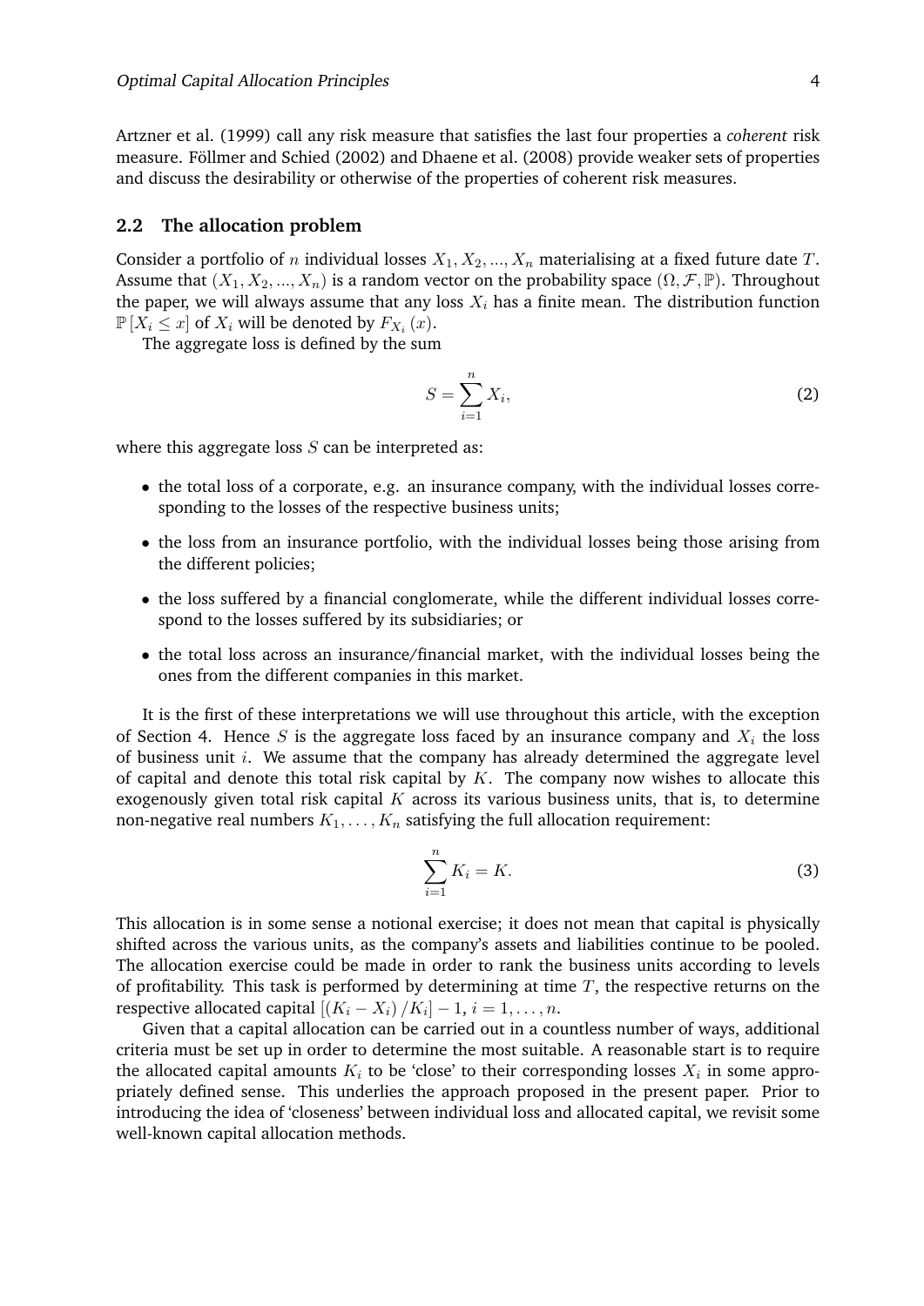Artzner et al. (1999) call any risk measure that satisfies the last four properties a *coherent* risk measure. Föllmer and Schied (2002) and Dhaene et al. (2008) provide weaker sets of properties and discuss the desirability or otherwise of the properties of coherent risk measures.

## 2.2 The allocation problem

Consider a portfolio of $n$ individual losses $X_1, X_2, ..., X_n$ materialising at a fixed future date $T$. Assume that $(X_1, X_2, ..., X_n)$ is a random vector on the probability space $(\Omega, \mathcal{F}, \mathbb{P})$. Throughout the paper, we will always assume that any loss $X_i$ has a finite mean. The distribution function $\mathbb{P}[X_i \leq x]$ of $X_i$ will be denoted by $F_{X_i}(x)$.

The aggregate loss is defined by the sum

$$S = \sum_{i=1}^{n} X_i, \tag{2}$$

where this aggregate loss $S$ can be interpreted as:

- the total loss of a corporate, e.g. an insurance company, with the individual losses corresponding to the losses of the respective business units;
- the loss from an insurance portfolio, with the individual losses being those arising from the different policies;
- the loss suffered by a financial conglomerate, while the different individual losses correspond to the losses suffered by its subsidiaries; or
- the total loss across an insurance/financial market, with the individual losses being the ones from the different companies in this market.

It is the first of these interpretations we will use throughout this article, with the exception of Section 4. Hence $S$ is the aggregate loss faced by an insurance company and $X_i$ the loss of business unit $i$. We assume that the company has already determined the aggregate level of capital and denote this total risk capital by $K$. The company now wishes to allocate this exogenously given total risk capital $K$ across its various business units, that is, to determine non-negative real numbers $K_1, \ldots, K_n$ satisfying the full allocation requirement:

$$\sum_{i=1}^{n} K_i = K. \tag{3}$$

This allocation is in some sense a notional exercise; it does not mean that capital is physically shifted across the various units, as the company's assets and liabilities continue to be pooled. The allocation exercise could be made in order to rank the business units according to levels of profitability. This task is performed by determining at time $T$, the respective returns on the respective allocated capital $[(K_i - X_i)/K_i] - 1$, $i = 1, \ldots, n$.

Given that a capital allocation can be carried out in a countless number of ways, additional criteria must be set up in order to determine the most suitable. A reasonable start is to require the allocated capital amounts $K_i$ to be 'close' to their corresponding losses $X_i$ in some appropriately defined sense. This underlies the approach proposed in the present paper. Prior to introducing the idea of 'closeness' between individual loss and allocated capital, we revisit some well-known capital allocation methods.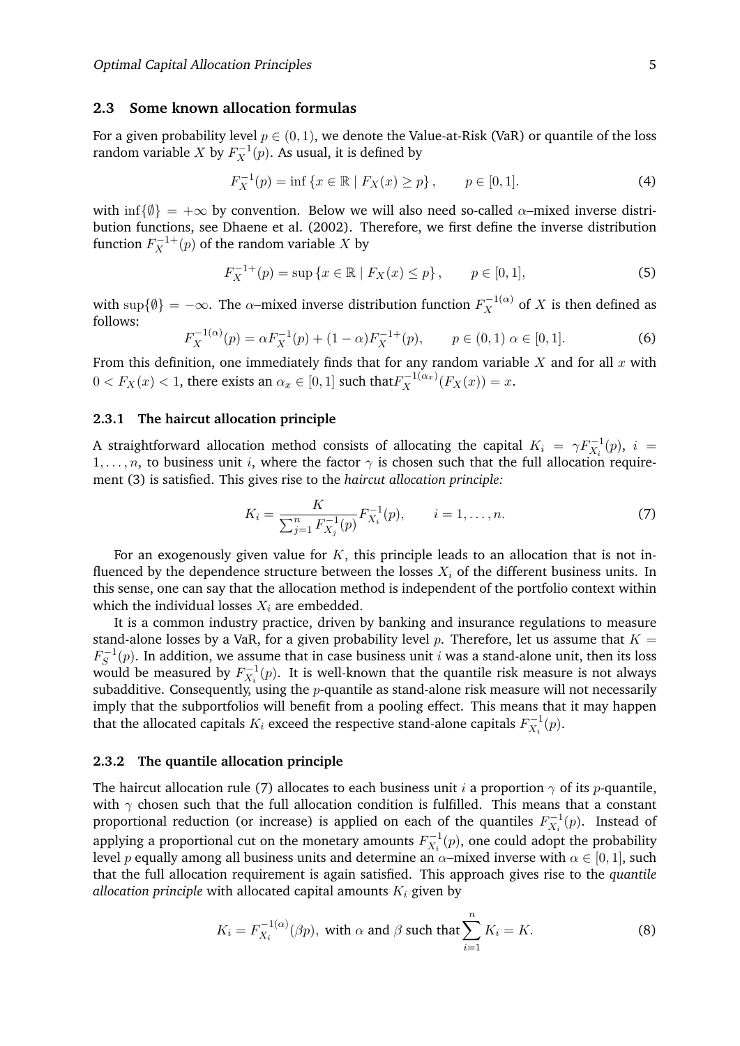## 2.3 Some known allocation formulas

For a given probability level $p \in (0,1)$, we denote the Value-at-Risk (VaR) or quantile of the loss random variable $X$ by $F_X^{-1}(p)$. As usual, it is defined by

$$F_X^{-1}(p) = \inf \{x \in \mathbb{R} \mid F_X(x) \geq p\}, \qquad p \in [0,1]. \tag{4}$$

with $\inf\{\emptyset\} = +\infty$ by convention. Below we will also need so-called $\alpha$–mixed inverse distribution functions, see Dhaene et al. (2002). Therefore, we first define the inverse distribution function $F_X^{-1+}(p)$ of the random variable $X$ by

$$F_X^{-1+}(p) = \sup \{x \in \mathbb{R} \mid F_X(x) \leq p\}, \qquad p \in [0,1], \tag{5}$$

with $\sup\{\emptyset\} = -\infty$. The $\alpha$–mixed inverse distribution function $F_X^{-1(\alpha)}$ of $X$ is then defined as follows:

$$F_X^{-1(\alpha)}(p) = \alpha F_X^{-1}(p) + (1-\alpha) F_X^{-1+}(p), \qquad p \in (0,1)\ \alpha \in [0,1]. \tag{6}$$

From this definition, one immediately finds that for any random variable $X$ and for all $x$ with $0 < F_X(x) < 1$, there exists an $\alpha_x \in [0,1]$ such that$F_X^{-1(\alpha_x)}(F_X(x)) = x$.

### 2.3.1 The haircut allocation principle

A straightforward allocation method consists of allocating the capital $K_i = \gamma F_{X_i}^{-1}(p)$, $i = 1, \ldots, n$, to business unit $i$, where the factor $\gamma$ is chosen such that the full allocation requirement (3) is satisfied. This gives rise to the *haircut allocation principle:*

$$K_i = \frac{K}{\sum_{j=1}^{n} F_{X_j}^{-1}(p)} F_{X_i}^{-1}(p), \qquad i = 1, \ldots, n. \tag{7}$$

For an exogenously given value for $K$, this principle leads to an allocation that is not influenced by the dependence structure between the losses $X_i$ of the different business units. In this sense, one can say that the allocation method is independent of the portfolio context within which the individual losses $X_i$ are embedded.

It is a common industry practice, driven by banking and insurance regulations to measure stand-alone losses by a VaR, for a given probability level $p$. Therefore, let us assume that $K = F_S^{-1}(p)$. In addition, we assume that in case business unit $i$ was a stand-alone unit, then its loss would be measured by $F_{X_i}^{-1}(p)$. It is well-known that the quantile risk measure is not always subadditive. Consequently, using the $p$-quantile as stand-alone risk measure will not necessarily imply that the subportfolios will benefit from a pooling effect. This means that it may happen that the allocated capitals $K_i$ exceed the respective stand-alone capitals $F_{X_i}^{-1}(p)$.

### 2.3.2 The quantile allocation principle

The haircut allocation rule (7) allocates to each business unit $i$ a proportion $\gamma$ of its $p$-quantile, with $\gamma$ chosen such that the full allocation condition is fulfilled. This means that a constant proportional reduction (or increase) is applied on each of the quantiles $F_{X_i}^{-1}(p)$. Instead of applying a proportional cut on the monetary amounts $F_{X_i}^{-1}(p)$, one could adopt the probability level $p$ equally among all business units and determine an $\alpha$–mixed inverse with $\alpha \in [0,1]$, such that the full allocation requirement is again satisfied. This approach gives rise to the *quantile allocation principle* with allocated capital amounts $K_i$ given by

$$K_i = F_{X_i}^{-1(\alpha)}(\beta p), \text{ with } \alpha \text{ and } \beta \text{ such that} \sum_{i=1}^{n} K_i = K. \tag{8}$$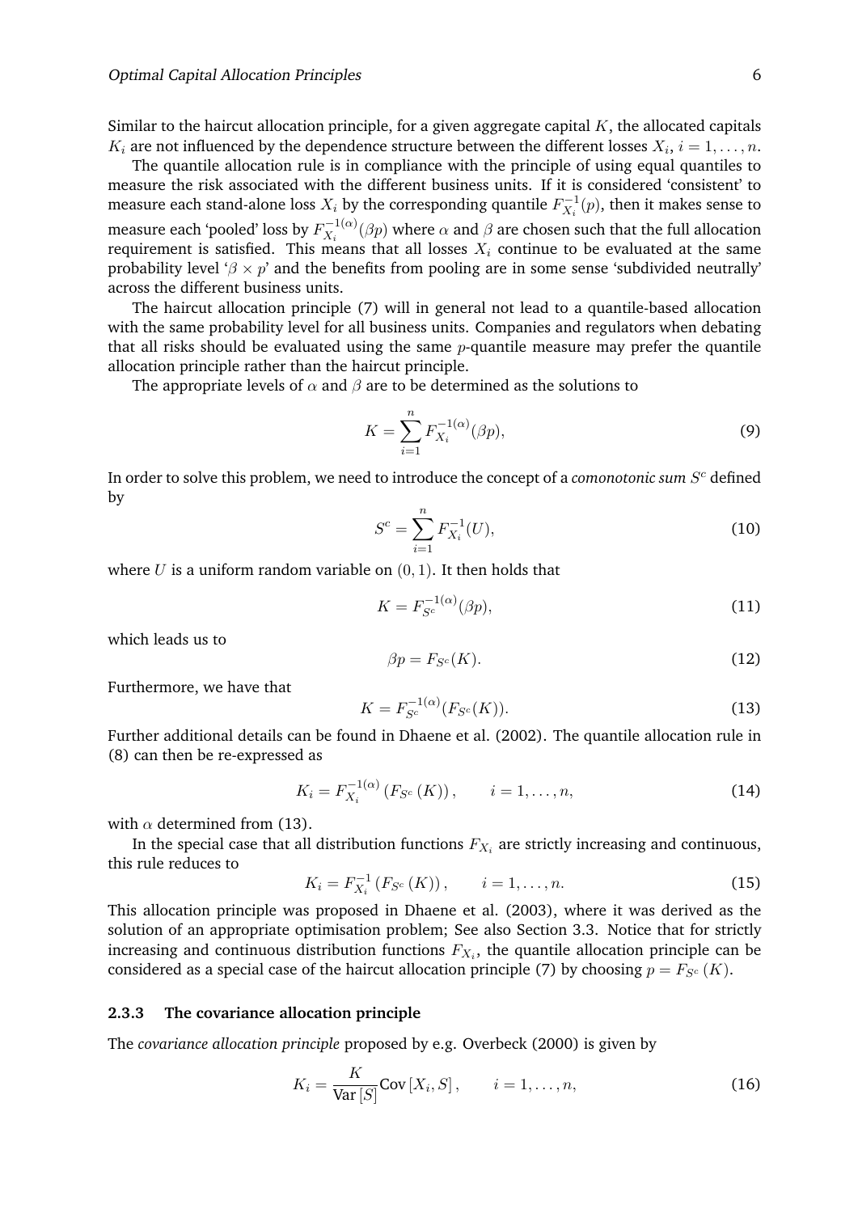Similar to the haircut allocation principle, for a given aggregate capital $K$, the allocated capitals $K_i$ are not influenced by the dependence structure between the different losses $X_i$, $i = 1, \ldots, n$.

The quantile allocation rule is in compliance with the principle of using equal quantiles to measure the risk associated with the different business units. If it is considered 'consistent' to measure each stand-alone loss $X_i$ by the corresponding quantile $F_{X_i}^{-1}(p)$, then it makes sense to measure each 'pooled' loss by $F_{X_i}^{-1(\alpha)}(\beta p)$ where $\alpha$ and $\beta$ are chosen such that the full allocation requirement is satisfied. This means that all losses $X_i$ continue to be evaluated at the same probability level '$\beta \times p$' and the benefits from pooling are in some sense 'subdivided neutrally' across the different business units.

The haircut allocation principle (7) will in general not lead to a quantile-based allocation with the same probability level for all business units. Companies and regulators when debating that all risks should be evaluated using the same $p$-quantile measure may prefer the quantile allocation principle rather than the haircut principle.

The appropriate levels of $\alpha$ and $\beta$ are to be determined as the solutions to

$$K = \sum_{i=1}^{n} F_{X_i}^{-1(\alpha)}(\beta p), \tag{9}$$

In order to solve this problem, we need to introduce the concept of a *comonotonic sum* $S^c$ defined by

$$S^c = \sum_{i=1}^{n} F_{X_i}^{-1}(U), \tag{10}$$

where $U$ is a uniform random variable on $(0, 1)$. It then holds that

$$K = F_{S^c}^{-1(\alpha)}(\beta p), \tag{11}$$

which leads us to

$$\beta p = F_{S^c}(K). \tag{12}$$

Furthermore, we have that

$$K = F_{S^c}^{-1(\alpha)}(F_{S^c}(K)). \tag{13}$$

Further additional details can be found in Dhaene et al. (2002). The quantile allocation rule in (8) can then be re-expressed as

$$K_i = F_{X_i}^{-1(\alpha)}\left(F_{S^c}(K)\right), \qquad i = 1, \ldots, n, \tag{14}$$

with $\alpha$ determined from (13).

In the special case that all distribution functions $F_{X_i}$ are strictly increasing and continuous, this rule reduces to

$$K_i = F_{X_i}^{-1}\left(F_{S^c}(K)\right), \qquad i = 1, \ldots, n. \tag{15}$$

This allocation principle was proposed in Dhaene et al. (2003), where it was derived as the solution of an appropriate optimisation problem; See also Section 3.3. Notice that for strictly increasing and continuous distribution functions $F_{X_i}$, the quantile allocation principle can be considered as a special case of the haircut allocation principle (7) by choosing $p = F_{S^c}(K)$.

### 2.3.3 The covariance allocation principle

The *covariance allocation principle* proposed by e.g. Overbeck (2000) is given by

$$K_i = \frac{K}{\text{Var}[S]} \text{Cov}[X_i, S], \qquad i = 1, \ldots, n, \tag{16}$$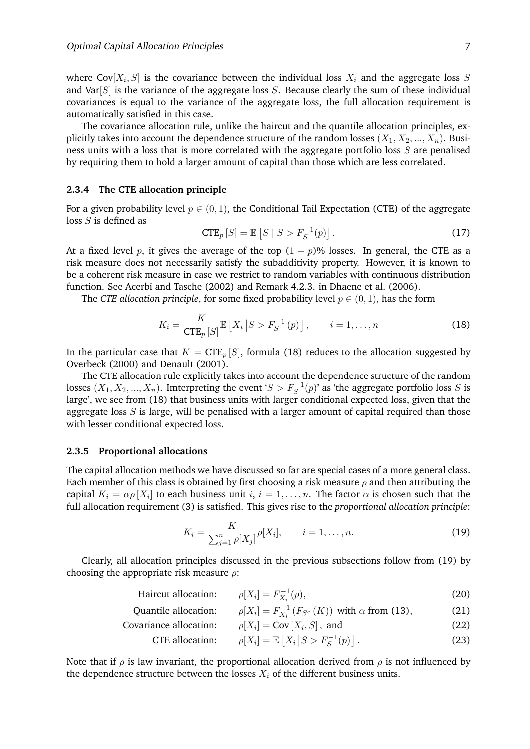where $\text{Cov}[X_i, S]$ is the covariance between the individual loss $X_i$ and the aggregate loss $S$ and $\text{Var}[S]$ is the variance of the aggregate loss $S$. Because clearly the sum of these individual covariances is equal to the variance of the aggregate loss, the full allocation requirement is automatically satisfied in this case.

The covariance allocation rule, unlike the haircut and the quantile allocation principles, explicitly takes into account the dependence structure of the random losses $(X_1, X_2, ..., X_n)$. Business units with a loss that is more correlated with the aggregate portfolio loss $S$ are penalised by requiring them to hold a larger amount of capital than those which are less correlated.

#### 2.3.4 The CTE allocation principle

For a given probability level $p \in (0, 1)$, the Conditional Tail Expectation (CTE) of the aggregate loss $S$ is defined as

$$\text{CTE}_p [S] = \mathbb{E}\left[S \mid S > F_S^{-1}(p)\right]. \tag{17}$$

At a fixed level $p$, it gives the average of the top $(1-p)$% losses. In general, the CTE as a risk measure does not necessarily satisfy the subadditivity property. However, it is known to be a coherent risk measure in case we restrict to random variables with continuous distribution function. See Acerbi and Tasche (2002) and Remark 4.2.3. in Dhaene et al. (2006).

The *CTE allocation principle*, for some fixed probability level $p \in (0, 1)$, has the form

$$K_i = \frac{K}{\text{CTE}_p [S]} \mathbb{E}\left[X_i \middle| S > F_S^{-1}(p)\right], \qquad i = 1, \ldots, n \tag{18}$$

In the particular case that $K = \text{CTE}_p [S]$, formula (18) reduces to the allocation suggested by Overbeck (2000) and Denault (2001).

The CTE allocation rule explicitly takes into account the dependence structure of the random losses $(X_1, X_2, ..., X_n)$. Imterpreting the event '$S > F_S^{-1}(p)$' as 'the aggregate portfolio loss $S$ is large', we see from (18) that business units with larger conditional expected loss, given that the aggregate loss $S$ is large, will be penalised with a larger amount of capital required than those with lesser conditional expected loss.

#### 2.3.5 Proportional allocations

The capital allocation methods we have discussed so far are special cases of a more general class. Each member of this class is obtained by first choosing a risk measure $\rho$ and then attributing the capital $K_i = \alpha \rho [X_i]$ to each business unit $i$, $i = 1, \ldots, n$. The factor $\alpha$ is chosen such that the full allocation requirement (3) is satisfied. This gives rise to the *proportional allocation principle*:

$$K_i = \frac{K}{\sum_{j=1}^{n} \rho[X_j]} \rho[X_i], \qquad i = 1, \ldots, n. \tag{19}$$

Clearly, all allocation principles discussed in the previous subsections follow from (19) by choosing the appropriate risk measure $\rho$:

$$\begin{aligned}
&\text{Haircut allocation:} && \rho[X_i] = F_{X_i}^{-1}(p), && (20)\\
&\text{Quantile allocation:} && \rho[X_i] = F_{X_i}^{-1}\left(F_{S^c}(K)\right) \text{ with } \alpha \text{ from (13)}, && (21)\\
&\text{Covariance allocation:} && \rho[X_i] = \text{Cov}\left[X_i, S\right], \text{ and} && (22)\\
&\text{CTE allocation:} && \rho[X_i] = \mathbb{E}\left[X_i \middle| S > F_S^{-1}(p)\right]. && (23)
\end{aligned}$$

Note that if $\rho$ is law invariant, the proportional allocation derived from $\rho$ is not influenced by the dependence structure between the losses $X_i$ of the different business units.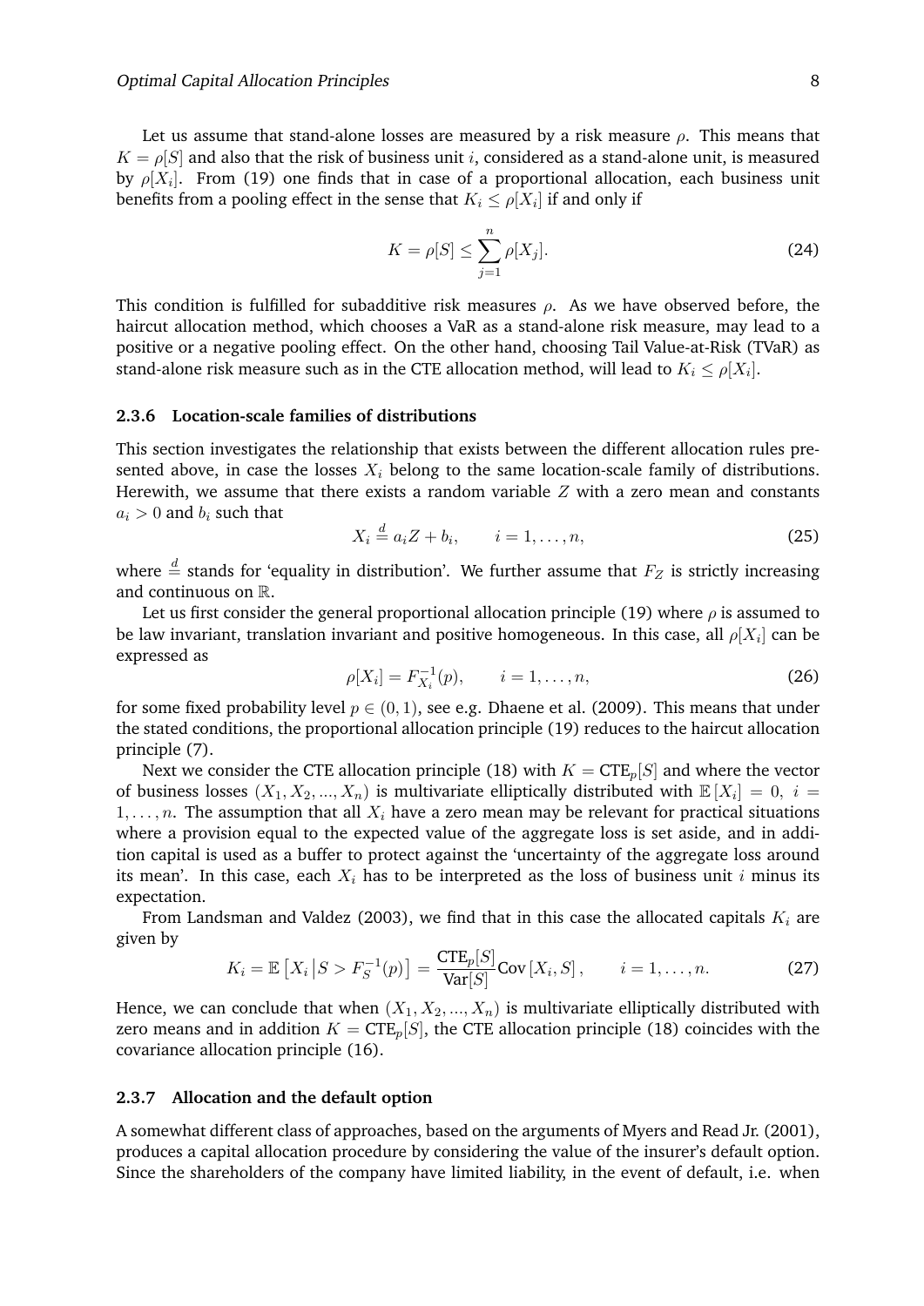Let us assume that stand-alone losses are measured by a risk measure $\rho$. This means that $K = \rho[S]$ and also that the risk of business unit $i$, considered as a stand-alone unit, is measured by $\rho[X_i]$. From (19) one finds that in case of a proportional allocation, each business unit benefits from a pooling effect in the sense that $K_i \leq \rho[X_i]$ if and only if

$$K = \rho[S] \leq \sum_{j=1}^{n} \rho[X_j]. \tag{24}$$

This condition is fulfilled for subadditive risk measures $\rho$. As we have observed before, the haircut allocation method, which chooses a VaR as a stand-alone risk measure, may lead to a positive or a negative pooling effect. On the other hand, choosing Tail Value-at-Risk (TVaR) as stand-alone risk measure such as in the CTE allocation method, will lead to $K_i \leq \rho[X_i]$.

### 2.3.6 Location-scale families of distributions

This section investigates the relationship that exists between the different allocation rules presented above, in case the losses $X_i$ belong to the same location-scale family of distributions. Herewith, we assume that there exists a random variable $Z$ with a zero mean and constants $a_i > 0$ and $b_i$ such that

$$X_i \overset{d}{=} a_i Z + b_i, \qquad i = 1, \ldots, n, \tag{25}$$

where $\overset{d}{=}$ stands for 'equality in distribution'. We further assume that $F_Z$ is strictly increasing and continuous on $\mathbb{R}$.

Let us first consider the general proportional allocation principle (19) where $\rho$ is assumed to be law invariant, translation invariant and positive homogeneous. In this case, all $\rho[X_i]$ can be expressed as

$$\rho[X_i] = F_{X_i}^{-1}(p), \qquad i = 1, \ldots, n, \tag{26}$$

for some fixed probability level $p \in (0, 1)$, see e.g. Dhaene et al. (2009). This means that under the stated conditions, the proportional allocation principle (19) reduces to the haircut allocation principle (7).

Next we consider the CTE allocation principle (18) with $K = \text{CTE}_p[S]$ and where the vector of business losses $(X_1, X_2, ..., X_n)$ is multivariate elliptically distributed with $\mathbb{E}[X_i] = 0$, $i = 1, \ldots, n$. The assumption that all $X_i$ have a zero mean may be relevant for practical situations where a provision equal to the expected value of the aggregate loss is set aside, and in addition capital is used as a buffer to protect against the 'uncertainty of the aggregate loss around its mean'. In this case, each $X_i$ has to be interpreted as the loss of business unit $i$ minus its expectation.

From Landsman and Valdez (2003), we find that in this case the allocated capitals $K_i$ are given by

$$K_i = \mathbb{E}\left[X_i \,\middle|\, S > F_S^{-1}(p)\right] = \frac{\text{CTE}_p[S]}{\text{Var}[S]} \text{Cov}\left[X_i, S\right], \qquad i = 1, \ldots, n. \tag{27}$$

Hence, we can conclude that when $(X_1, X_2, ..., X_n)$ is multivariate elliptically distributed with zero means and in addition $K = \text{CTE}_p[S]$, the CTE allocation principle (18) coincides with the covariance allocation principle (16).

### 2.3.7 Allocation and the default option

A somewhat different class of approaches, based on the arguments of Myers and Read Jr. (2001), produces a capital allocation procedure by considering the value of the insurer's default option. Since the shareholders of the company have limited liability, in the event of default, i.e. when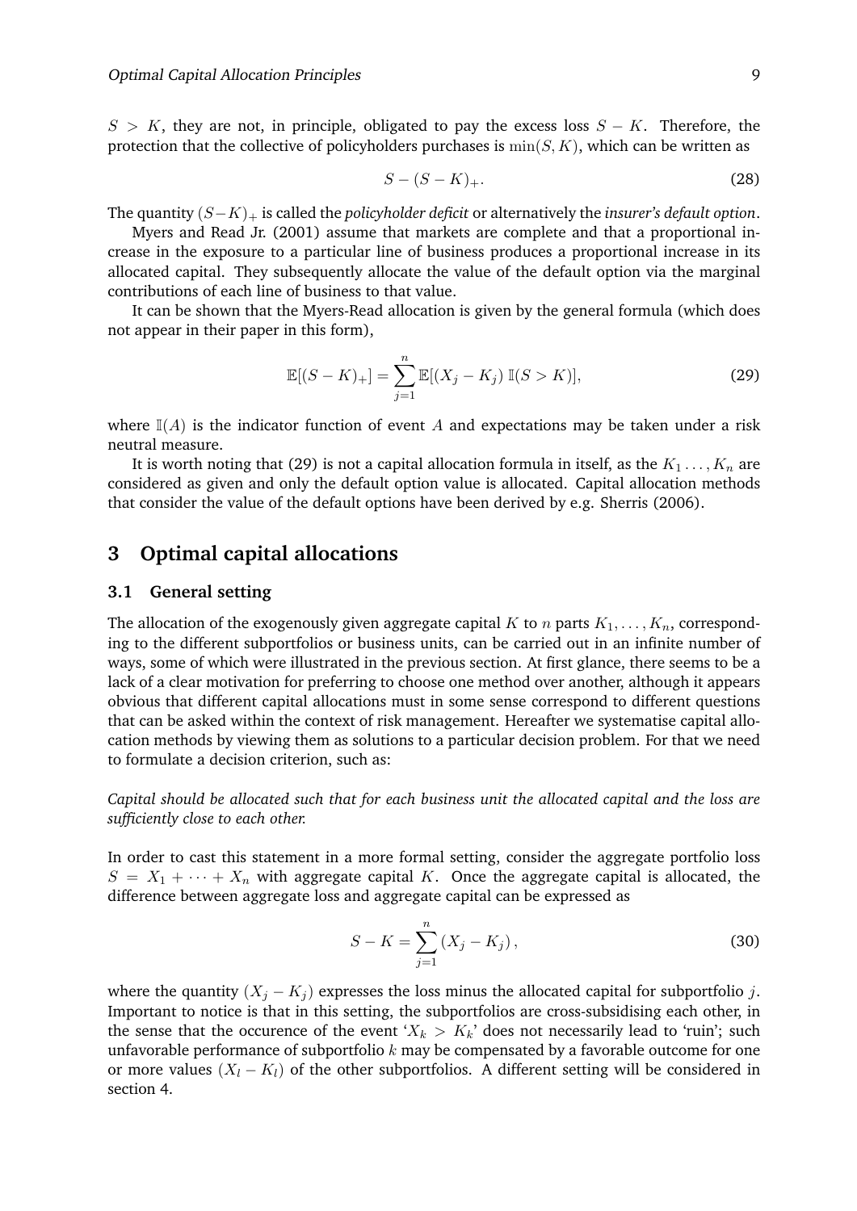$S > K$, they are not, in principle, obligated to pay the excess loss $S - K$. Therefore, the protection that the collective of policyholders purchases is $\min(S, K)$, which can be written as

$$S - (S - K)_+. \tag{28}$$

The quantity $(S-K)_+$ is called the *policyholder deficit* or alternatively the *insurer's default option*.

Myers and Read Jr. (2001) assume that markets are complete and that a proportional increase in the exposure to a particular line of business produces a proportional increase in its allocated capital. They subsequently allocate the value of the default option via the marginal contributions of each line of business to that value.

It can be shown that the Myers-Read allocation is given by the general formula (which does not appear in their paper in this form),

$$\mathbb{E}[(S - K)_+] = \sum_{j=1}^{n} \mathbb{E}[(X_j - K_j)\, \mathbb{I}(S > K)], \tag{29}$$

where $\mathbb{I}(A)$ is the indicator function of event $A$ and expectations may be taken under a risk neutral measure.

It is worth noting that (29) is not a capital allocation formula in itself, as the $K_1 \ldots, K_n$ are considered as given and only the default option value is allocated. Capital allocation methods that consider the value of the default options have been derived by e.g. Sherris (2006).

# 3 Optimal capital allocations

## 3.1 General setting

The allocation of the exogenously given aggregate capital $K$ to $n$ parts $K_1, \ldots, K_n$, corresponding to the different subportfolios or business units, can be carried out in an infinite number of ways, some of which were illustrated in the previous section. At first glance, there seems to be a lack of a clear motivation for preferring to choose one method over another, although it appears obvious that different capital allocations must in some sense correspond to different questions that can be asked within the context of risk management. Hereafter we systematise capital allocation methods by viewing them as solutions to a particular decision problem. For that we need to formulate a decision criterion, such as:

*Capital should be allocated such that for each business unit the allocated capital and the loss are sufficiently close to each other.*

In order to cast this statement in a more formal setting, consider the aggregate portfolio loss $S = X_1 + \cdots + X_n$ with aggregate capital $K$. Once the aggregate capital is allocated, the difference between aggregate loss and aggregate capital can be expressed as

$$S - K = \sum_{j=1}^{n} (X_j - K_j), \tag{30}$$

where the quantity $(X_j - K_j)$ expresses the loss minus the allocated capital for subportfolio $j$. Important to notice is that in this setting, the subportfolios are cross-subsidising each other, in the sense that the occurence of the event '$X_k > K_k$' does not necessarily lead to 'ruin'; such unfavorable performance of subportfolio $k$ may be compensated by a favorable outcome for one or more values $(X_l - K_l)$ of the other subportfolios. A different setting will be considered in section 4.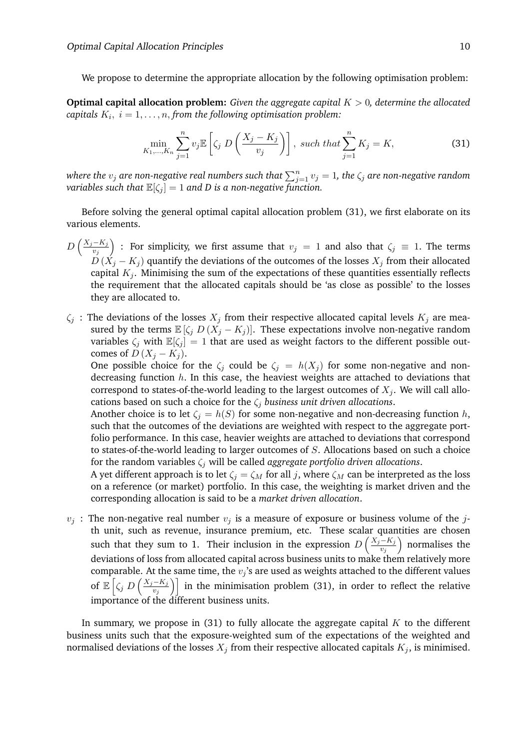We propose to determine the appropriate allocation by the following optimisation problem:

**Optimal capital allocation problem:** *Given the aggregate capital $K > 0$, determine the allocated capitals $K_i,\ i = 1, \ldots, n$, from the following optimisation problem:*

$$\min_{K_1,\ldots,K_n} \sum_{j=1}^{n} v_j \mathbb{E}\left[\zeta_j \ D\left(\frac{X_j - K_j}{v_j}\right)\right], \ such \ that \sum_{j=1}^{n} K_j = K, \tag{31}$$

*where the $v_j$ are non-negative real numbers such that $\sum_{j=1}^{n} v_j = 1$, the $\zeta_j$ are non-negative random variables such that $\mathbb{E}[\zeta_j] = 1$ and D is a non-negative function.*

Before solving the general optimal capital allocation problem (31), we first elaborate on its various elements.

- $D\left(\frac{X_j - K_j}{v_j}\right)$ : For simplicity, we first assume that $v_j = 1$ and also that $\zeta_j \equiv 1$. The terms $D(X_j - K_j)$ quantify the deviations of the outcomes of the losses $X_j$ from their allocated capital $K_j$. Minimising the sum of the expectations of these quantities essentially reflects the requirement that the allocated capitals should be 'as close as possible' to the losses they are allocated to.

- $\zeta_j$ : The deviations of the losses $X_j$ from their respective allocated capital levels $K_j$ are measured by the terms $\mathbb{E}[\zeta_j \ D(X_j - K_j)]$. These expectations involve non-negative random variables $\zeta_j$ with $\mathbb{E}[\zeta_j] = 1$ that are used as weight factors to the different possible outcomes of $D(X_j - K_j)$.
  One possible choice for the $\zeta_j$ could be $\zeta_j = h(X_j)$ for some non-negative and non-decreasing function $h$. In this case, the heaviest weights are attached to deviations that correspond to states-of-the-world leading to the largest outcomes of $X_j$. We will call allocations based on such a choice for the $\zeta_j$ *business unit driven allocations*.
  Another choice is to let $\zeta_j = h(S)$ for some non-negative and non-decreasing function $h$, such that the outcomes of the deviations are weighted with respect to the aggregate portfolio performance. In this case, heavier weights are attached to deviations that correspond to states-of-the-world leading to larger outcomes of $S$. Allocations based on such a choice for the random variables $\zeta_j$ will be called *aggregate portfolio driven allocations*.
  A yet different approach is to let $\zeta_j = \zeta_M$ for all $j$, where $\zeta_M$ can be interpreted as the loss on a reference (or market) portfolio. In this case, the weighting is market driven and the corresponding allocation is said to be a *market driven allocation*.

- $v_j$ : The non-negative real number $v_j$ is a measure of exposure or business volume of the $j$-th unit, such as revenue, insurance premium, etc. These scalar quantities are chosen such that they sum to 1. Their inclusion in the expression $D\left(\frac{X_j - K_j}{v_j}\right)$ normalises the deviations of loss from allocated capital across business units to make them relatively more comparable. At the same time, the $v_j$'s are used as weights attached to the different values of $\mathbb{E}\left[\zeta_j \ D\left(\frac{X_j - K_j}{v_j}\right)\right]$ in the minimisation problem (31), in order to reflect the relative importance of the different business units.

In summary, we propose in (31) to fully allocate the aggregate capital $K$ to the different business units such that the exposure-weighted sum of the expectations of the weighted and normalised deviations of the losses $X_j$ from their respective allocated capitals $K_j$, is minimised.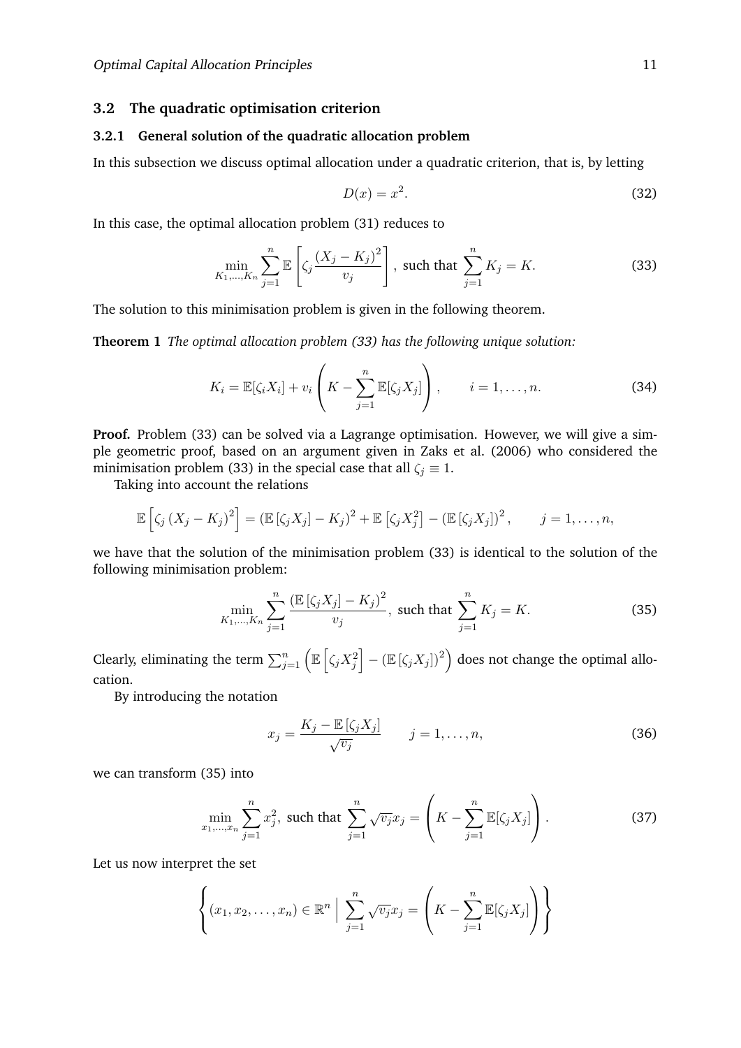### 3.2 The quadratic optimisation criterion

#### 3.2.1 General solution of the quadratic allocation problem

In this subsection we discuss optimal allocation under a quadratic criterion, that is, by letting

$$D(x) = x^2. \tag{32}$$

In this case, the optimal allocation problem (31) reduces to

$$\min_{K_1,\ldots,K_n} \sum_{j=1}^{n} \mathbb{E}\left[\zeta_j \frac{(X_j - K_j)^2}{v_j}\right], \text{ such that } \sum_{j=1}^{n} K_j = K. \tag{33}$$

The solution to this minimisation problem is given in the following theorem.

**Theorem 1** *The optimal allocation problem (33) has the following unique solution:*

$$K_i = \mathbb{E}[\zeta_i X_i] + v_i \left(K - \sum_{j=1}^{n} \mathbb{E}[\zeta_j X_j]\right), \qquad i = 1, \ldots, n. \tag{34}$$

**Proof.** Problem (33) can be solved via a Lagrange optimisation. However, we will give a simple geometric proof, based on an argument given in Zaks et al. (2006) who considered the minimisation problem (33) in the special case that all $\zeta_j \equiv 1$.

Taking into account the relations

$$\mathbb{E}\left[\zeta_j (X_j - K_j)^2\right] = \left(\mathbb{E}\left[\zeta_j X_j\right] - K_j\right)^2 + \mathbb{E}\left[\zeta_j X_j^2\right] - \left(\mathbb{E}\left[\zeta_j X_j\right]\right)^2, \qquad j = 1, \ldots, n,$$

we have that the solution of the minimisation problem (33) is identical to the solution of the following minimisation problem:

$$\min_{K_1,\ldots,K_n} \sum_{j=1}^{n} \frac{\left(\mathbb{E}\left[\zeta_j X_j\right] - K_j\right)^2}{v_j}, \text{ such that } \sum_{j=1}^{n} K_j = K. \tag{35}$$

Clearly, eliminating the term $\sum_{j=1}^{n} \left(\mathbb{E}\left[\zeta_j X_j^2\right] - \left(\mathbb{E}\left[\zeta_j X_j\right]\right)^2\right)$ does not change the optimal allocation.

By introducing the notation

$$x_j = \frac{K_j - \mathbb{E}\left[\zeta_j X_j\right]}{\sqrt{v_j}} \qquad j = 1, \ldots, n, \tag{36}$$

we can transform (35) into

$$\min_{x_1,\ldots,x_n} \sum_{j=1}^{n} x_j^2, \text{ such that } \sum_{j=1}^{n} \sqrt{v_j} x_j = \left(K - \sum_{j=1}^{n} \mathbb{E}[\zeta_j X_j]\right). \tag{37}$$

Let us now interpret the set

$$\left\{ (x_1, x_2, \ldots, x_n) \in \mathbb{R}^n \;\Big|\; \sum_{j=1}^{n} \sqrt{v_j} x_j = \left(K - \sum_{j=1}^{n} \mathbb{E}[\zeta_j X_j]\right) \right\}$$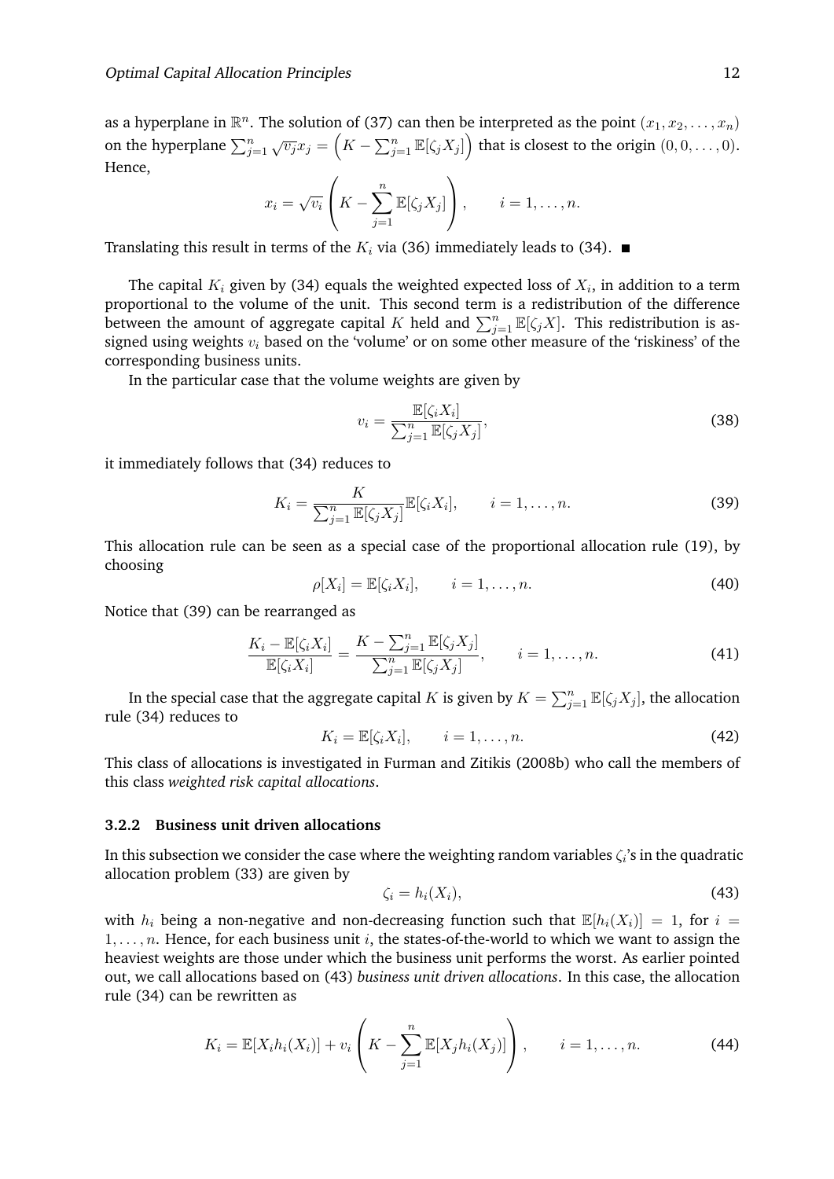as a hyperplane in $\mathbb{R}^n$. The solution of (37) can then be interpreted as the point $(x_1, x_2, \ldots, x_n)$ on the hyperplane $\sum_{j=1}^{n} \sqrt{v_j} x_j = \left( K - \sum_{j=1}^{n} \mathbb{E}[\zeta_j X_j] \right)$ that is closest to the origin $(0, 0, \ldots, 0)$. Hence,

$$x_i = \sqrt{v_i} \left( K - \sum_{j=1}^{n} \mathbb{E}[\zeta_j X_j] \right), \qquad i = 1, \ldots, n.$$

Translating this result in terms of the $K_i$ via (36) immediately leads to (34). ∎

The capital $K_i$ given by (34) equals the weighted expected loss of $X_i$, in addition to a term proportional to the volume of the unit. This second term is a redistribution of the difference between the amount of aggregate capital $K$ held and $\sum_{j=1}^{n} \mathbb{E}[\zeta_j X]$. This redistribution is assigned using weights $v_i$ based on the 'volume' or on some other measure of the 'riskiness' of the corresponding business units.

In the particular case that the volume weights are given by

$$v_i = \frac{\mathbb{E}[\zeta_i X_i]}{\sum_{j=1}^{n} \mathbb{E}[\zeta_j X_j]}, \tag{38}$$

it immediately follows that (34) reduces to

$$K_i = \frac{K}{\sum_{j=1}^{n} \mathbb{E}[\zeta_j X_j]} \mathbb{E}[\zeta_i X_i], \qquad i = 1, \ldots, n. \tag{39}$$

This allocation rule can be seen as a special case of the proportional allocation rule (19), by choosing

$$\rho[X_i] = \mathbb{E}[\zeta_i X_i], \qquad i = 1, \ldots, n. \tag{40}$$

Notice that (39) can be rearranged as

$$\frac{K_i - \mathbb{E}[\zeta_i X_i]}{\mathbb{E}[\zeta_i X_i]} = \frac{K - \sum_{j=1}^{n} \mathbb{E}[\zeta_j X_j]}{\sum_{j=1}^{n} \mathbb{E}[\zeta_j X_j]}, \qquad i = 1, \ldots, n. \tag{41}$$

In the special case that the aggregate capital $K$ is given by $K = \sum_{j=1}^{n} \mathbb{E}[\zeta_j X_j]$, the allocation rule (34) reduces to

$$K_i = \mathbb{E}[\zeta_i X_i], \qquad i = 1, \ldots, n. \tag{42}$$

This class of allocations is investigated in Furman and Zitikis (2008b) who call the members of this class *weighted risk capital allocations*.

### 3.2.2 Business unit driven allocations

In this subsection we consider the case where the weighting random variables $\zeta_i$'s in the quadratic allocation problem (33) are given by

$$\zeta_i = h_i(X_i), \tag{43}$$

with $h_i$ being a non-negative and non-decreasing function such that $\mathbb{E}[h_i(X_i)] = 1$, for $i = 1, \ldots, n$. Hence, for each business unit $i$, the states-of-the-world to which we want to assign the heaviest weights are those under which the business unit performs the worst. As earlier pointed out, we call allocations based on (43) *business unit driven allocations*. In this case, the allocation rule (34) can be rewritten as

$$K_i = \mathbb{E}[X_i h_i(X_i)] + v_i \left( K - \sum_{j=1}^{n} \mathbb{E}[X_j h_i(X_j)] \right), \qquad i = 1, \ldots, n. \tag{44}$$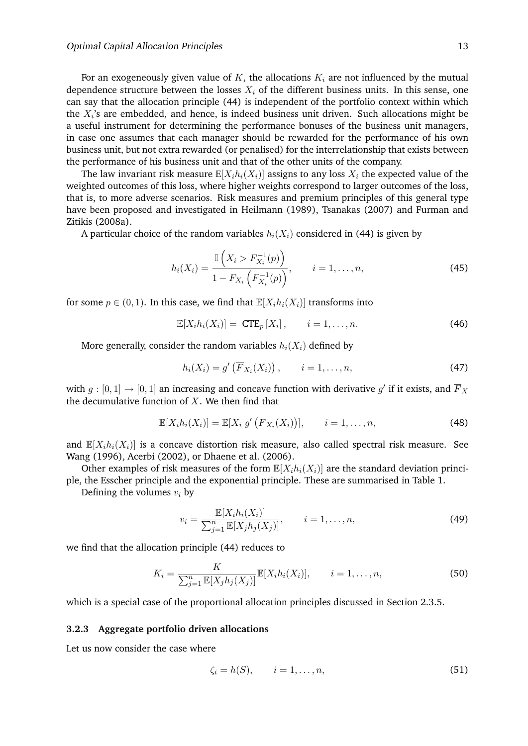For an exogeneously given value of $K$, the allocations $K_i$ are not influenced by the mutual dependence structure between the losses $X_i$ of the different business units. In this sense, one can say that the allocation principle (44) is independent of the portfolio context within which the $X_i$'s are embedded, and hence, is indeed business unit driven. Such allocations might be a useful instrument for determining the performance bonuses of the business unit managers, in case one assumes that each manager should be rewarded for the performance of his own business unit, but not extra rewarded (or penalised) for the interrelationship that exists between the performance of his business unit and that of the other units of the company.

The law invariant risk measure $\mathrm{E}[X_i h_i(X_i)]$ assigns to any loss $X_i$ the expected value of the weighted outcomes of this loss, where higher weights correspond to larger outcomes of the loss, that is, to more adverse scenarios. Risk measures and premium principles of this general type have been proposed and investigated in Heilmann (1989), Tsanakas (2007) and Furman and Zitikis (2008a).

A particular choice of the random variables $h_i(X_i)$ considered in (44) is given by

$$h_i(X_i) = \frac{\mathbb{I}\left(X_i > F_{X_i}^{-1}(p)\right)}{1 - F_{X_i}\left(F_{X_i}^{-1}(p)\right)}, \qquad i = 1, \ldots, n, \tag{45}$$

for some $p \in (0,1)$. In this case, we find that $\mathbb{E}[X_i h_i(X_i)]$ transforms into

$$\mathbb{E}[X_i h_i(X_i)] = \text{CTE}_p\left[X_i\right], \qquad i = 1, \ldots, n. \tag{46}$$

More generally, consider the random variables $h_i(X_i)$ defined by

$$h_i(X_i) = g'\left(\overline{F}_{X_i}(X_i)\right), \qquad i = 1, \ldots, n, \tag{47}$$

with $g : [0,1] \to [0,1]$ an increasing and concave function with derivative $g'$ if it exists, and $\overline{F}_X$ the decumulative function of $X$. We then find that

$$\mathbb{E}[X_i h_i(X_i)] = \mathbb{E}[X_i \; g'\left(\overline{F}_{X_i}(X_i)\right)], \qquad i = 1, \ldots, n, \tag{48}$$

and $\mathbb{E}[X_i h_i(X_i)]$ is a concave distortion risk measure, also called spectral risk measure. See Wang (1996), Acerbi (2002), or Dhaene et al. (2006).

Other examples of risk measures of the form $\mathbb{E}[X_i h_i(X_i)]$ are the standard deviation principle, the Esscher principle and the exponential principle. These are summarised in Table 1.

Defining the volumes $v_i$ by

$$v_i = \frac{\mathbb{E}[X_i h_i(X_i)]}{\sum_{j=1}^{n} \mathbb{E}[X_j h_j(X_j)]}, \qquad i = 1, \ldots, n, \tag{49}$$

we find that the allocation principle (44) reduces to

$$K_i = \frac{K}{\sum_{j=1}^{n} \mathbb{E}[X_j h_j(X_j)]} \mathbb{E}[X_i h_i(X_i)], \qquad i = 1, \ldots, n, \tag{50}$$

which is a special case of the proportional allocation principles discussed in Section 2.3.5.

#### 3.2.3 Aggregate portfolio driven allocations

Let us now consider the case where

$$\zeta_i = h(S), \qquad i = 1, \ldots, n, \tag{51}$$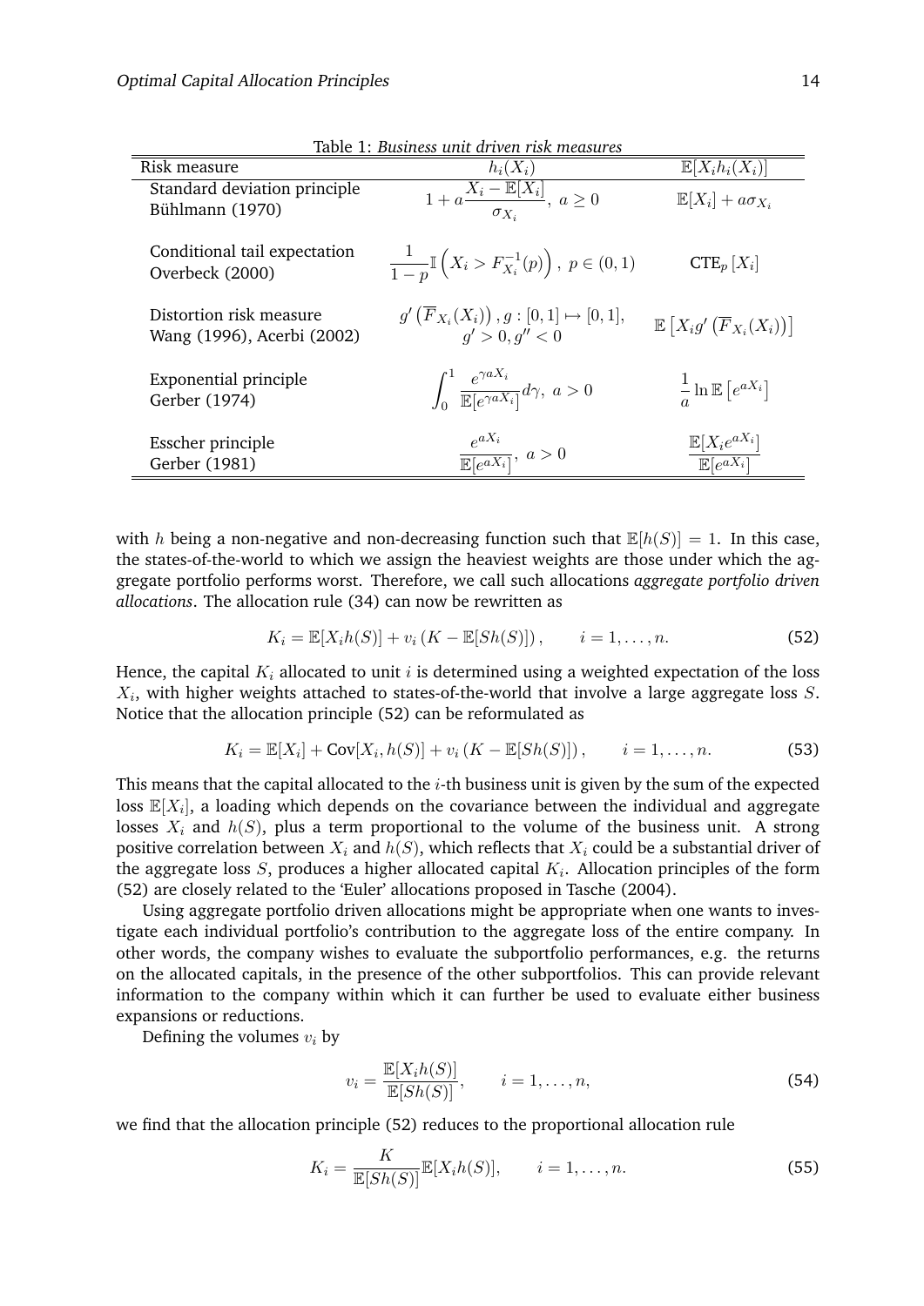Table 1: *Business unit driven risk measures*

| Risk measure | $h_i(X_i)$ | $\mathbb{E}[X_i h_i(X_i)]$ |
|---|---|---|
| Standard deviation principle Bühlmann (1970) | $1 + a\dfrac{X_i - \mathbb{E}[X_i]}{\sigma_{X_i}},\ a \geq 0$ | $\mathbb{E}[X_i] + a\sigma_{X_i}$ |
| Conditional tail expectation Overbeck (2000) | $\dfrac{1}{1-p}\mathbb{I}\left(X_i > F_{X_i}^{-1}(p)\right),\ p \in (0,1)$ | $\text{CTE}_p\left[X_i\right]$ |
| Distortion risk measure Wang (1996), Acerbi (2002) | $g'\left(\overline{F}_{X_i}(X_i)\right), g : [0,1] \mapsto [0,1],$ $g' > 0, g'' < 0$ | $\mathbb{E}\left[X_i g'\left(\overline{F}_{X_i}(X_i)\right)\right]$ |
| Exponential principle Gerber (1974) | $\displaystyle\int_0^1 \frac{e^{\gamma a X_i}}{\mathbb{E}[e^{\gamma a X_i}]} d\gamma,\ a > 0$ | $\dfrac{1}{a}\ln \mathbb{E}\left[e^{aX_i}\right]$ |
| Esscher principle Gerber (1981) | $\dfrac{e^{aX_i}}{\mathbb{E}[e^{aX_i}]},\ a > 0$ | $\dfrac{\mathbb{E}[X_i e^{aX_i}]}{\mathbb{E}[e^{aX_i}]}$ |

with $h$ being a non-negative and non-decreasing function such that $\mathbb{E}[h(S)] = 1$. In this case, the states-of-the-world to which we assign the heaviest weights are those under which the aggregate portfolio performs worst. Therefore, we call such allocations *aggregate portfolio driven allocations*. The allocation rule (34) can now be rewritten as

$$K_i = \mathbb{E}[X_i h(S)] + v_i \left(K - \mathbb{E}[Sh(S)]\right), \qquad i = 1, \ldots, n. \tag{52}$$

Hence, the capital $K_i$ allocated to unit $i$ is determined using a weighted expectation of the loss $X_i$, with higher weights attached to states-of-the-world that involve a large aggregate loss $S$. Notice that the allocation principle (52) can be reformulated as

$$K_i = \mathbb{E}[X_i] + \text{Cov}[X_i, h(S)] + v_i \left(K - \mathbb{E}[Sh(S)]\right), \qquad i = 1, \ldots, n. \tag{53}$$

This means that the capital allocated to the $i$-th business unit is given by the sum of the expected loss $\mathbb{E}[X_i]$, a loading which depends on the covariance between the individual and aggregate losses $X_i$ and $h(S)$, plus a term proportional to the volume of the business unit. A strong positive correlation between $X_i$ and $h(S)$, which reflects that $X_i$ could be a substantial driver of the aggregate loss $S$, produces a higher allocated capital $K_i$. Allocation principles of the form (52) are closely related to the 'Euler' allocations proposed in Tasche (2004).

Using aggregate portfolio driven allocations might be appropriate when one wants to investigate each individual portfolio's contribution to the aggregate loss of the entire company. In other words, the company wishes to evaluate the subportfolio performances, e.g. the returns on the allocated capitals, in the presence of the other subportfolios. This can provide relevant information to the company within which it can further be used to evaluate either business expansions or reductions.

Defining the volumes $v_i$ by

$$v_i = \frac{\mathbb{E}[X_i h(S)]}{\mathbb{E}[Sh(S)]}, \qquad i = 1, \ldots, n, \tag{54}$$

we find that the allocation principle (52) reduces to the proportional allocation rule

$$K_i = \frac{K}{\mathbb{E}[Sh(S)]}\mathbb{E}[X_i h(S)], \qquad i = 1, \ldots, n. \tag{55}$$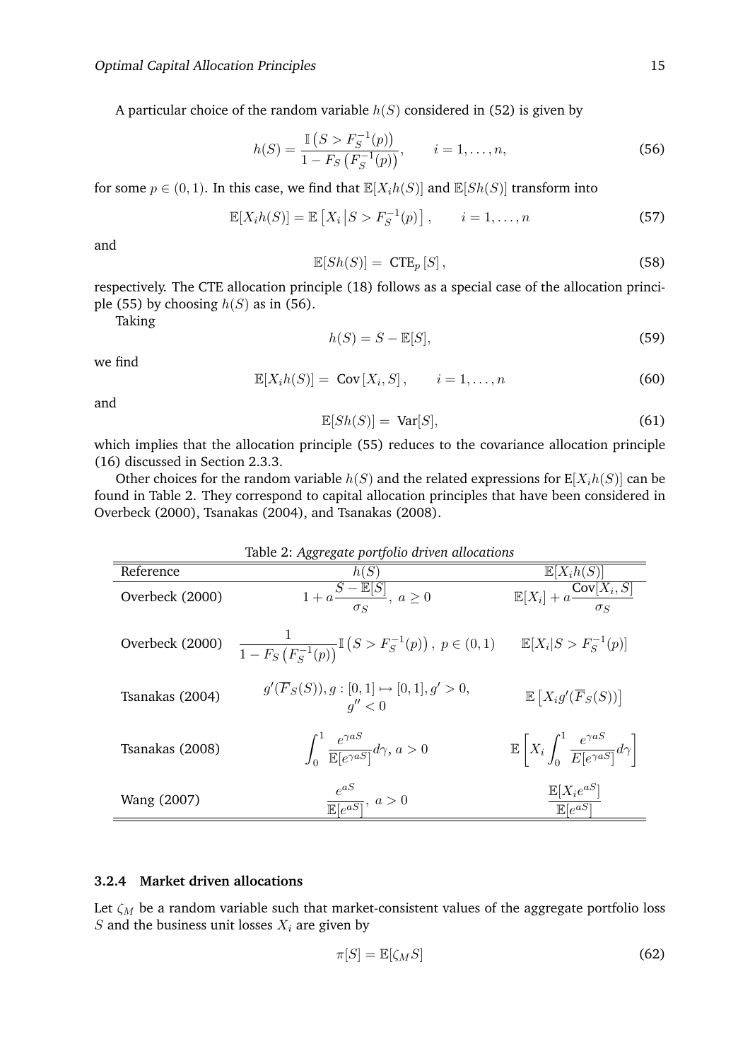A particular choice of the random variable $h(S)$ considered in (52) is given by

$$h(S) = \frac{\mathbb{I}\left(S > F_S^{-1}(p)\right)}{1 - F_S\left(F_S^{-1}(p)\right)}, \qquad i = 1, \ldots, n, \tag{56}$$

for some $p \in (0, 1)$. In this case, we find that $\mathbb{E}[X_i h(S)]$ and $\mathbb{E}[S h(S)]$ transform into

$$\mathbb{E}[X_i h(S)] = \mathbb{E}\left[X_i \,\middle|\, S > F_S^{-1}(p)\right], \qquad i = 1, \ldots, n \tag{57}$$

and

$$\mathbb{E}[S h(S)] = \text{CTE}_p\left[S\right], \tag{58}$$

respectively. The CTE allocation principle (18) follows as a special case of the allocation principle (55) by choosing $h(S)$ as in (56).

Taking

$$h(S) = S - \mathbb{E}[S], \tag{59}$$

we find

$$\mathbb{E}[X_i h(S)] = \text{Cov}\left[X_i, S\right], \qquad i = 1, \ldots, n \tag{60}$$

and

$$\mathbb{E}[S h(S)] = \text{Var}[S], \tag{61}$$

which implies that the allocation principle (55) reduces to the covariance allocation principle (16) discussed in Section 2.3.3.

Other choices for the random variable $h(S)$ and the related expressions for $\mathrm{E}[X_i h(S)]$ can be found in Table 2. They correspond to capital allocation principles that have been considered in Overbeck (2000), Tsanakas (2004), and Tsanakas (2008).

Table 2: *Aggregate portfolio driven allocations*

| Reference | $h(S)$ | $\mathbb{E}[X_i h(S)]$ |
|---|---|---|
| Overbeck (2000) | $1 + a\dfrac{S - \mathbb{E}[S]}{\sigma_S},\ a \geq 0$ | $\mathbb{E}[X_i] + a\dfrac{\text{Cov}[X_i, S]}{\sigma_S}$ |
| Overbeck (2000) | $\dfrac{1}{1 - F_S\left(F_S^{-1}(p)\right)}\mathbb{I}\left(S > F_S^{-1}(p)\right),\ p \in (0,1)$ | $\mathbb{E}[X_i \vert S > F_S^{-1}(p)]$ |
| Tsanakas (2004) | $g'(\overline{F}_S(S)), g : [0,1] \mapsto [0,1], g' > 0, g'' < 0$ | $\mathbb{E}\left[X_i g'(\overline{F}_S(S))\right]$ |
| Tsanakas (2008) | $\displaystyle\int_0^1 \frac{e^{\gamma a S}}{\mathbb{E}[e^{\gamma a S}]} d\gamma,\ a > 0$ | $\mathbb{E}\left[X_i \displaystyle\int_0^1 \frac{e^{\gamma a S}}{E[e^{\gamma a S}]} d\gamma\right]$ |
| Wang (2007) | $\dfrac{e^{aS}}{\mathbb{E}[e^{aS}]},\ a > 0$ | $\dfrac{\mathbb{E}[X_i e^{aS}]}{\mathbb{E}[e^{aS}]}$ |

### 3.2.4 Market driven allocations

Let $\zeta_M$ be a random variable such that market-consistent values of the aggregate portfolio loss $S$ and the business unit losses $X_i$ are given by

$$\pi[S] = \mathbb{E}[\zeta_M S] \tag{62}$$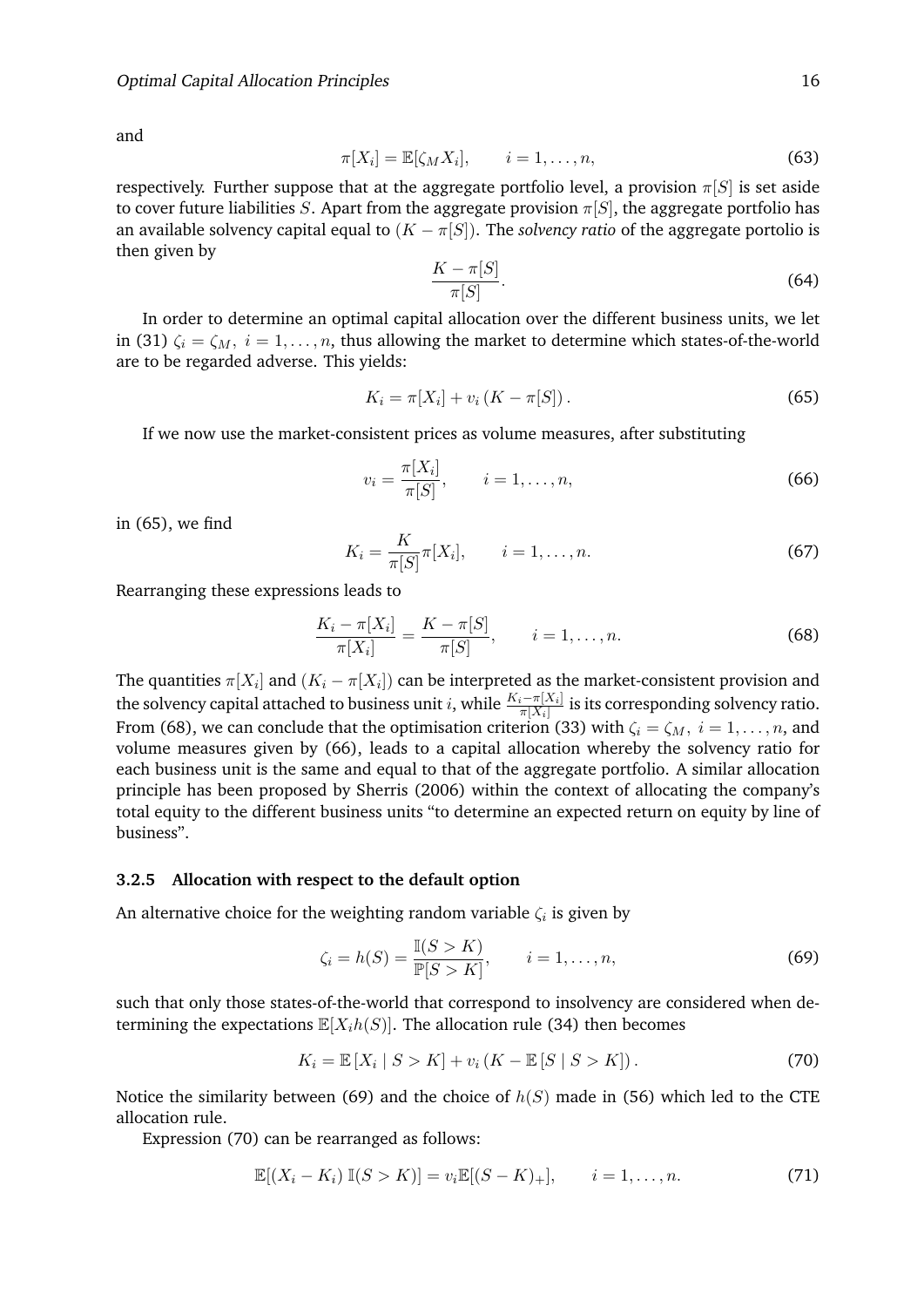and

$$\pi[X_i] = \mathbb{E}[\zeta_M X_i], \qquad i = 1, \ldots, n, \tag{63}$$

respectively. Further suppose that at the aggregate portfolio level, a provision $\pi[S]$ is set aside to cover future liabilities $S$. Apart from the aggregate provision $\pi[S]$, the aggregate portfolio has an available solvency capital equal to $(K - \pi[S])$. The *solvency ratio* of the aggregate portolio is then given by

$$\frac{K - \pi[S]}{\pi[S]}. \tag{64}$$

In order to determine an optimal capital allocation over the different business units, we let in (31) $\zeta_i = \zeta_M,\ i = 1, \ldots, n$, thus allowing the market to determine which states-of-the-world are to be regarded adverse. This yields:

$$K_i = \pi[X_i] + v_i \left(K - \pi[S]\right). \tag{65}$$

If we now use the market-consistent prices as volume measures, after substituting

$$v_i = \frac{\pi[X_i]}{\pi[S]}, \qquad i = 1, \ldots, n, \tag{66}$$

in (65), we find

$$K_i = \frac{K}{\pi[S]} \pi[X_i], \qquad i = 1, \ldots, n. \tag{67}$$

Rearranging these expressions leads to

$$\frac{K_i - \pi[X_i]}{\pi[X_i]} = \frac{K - \pi[S]}{\pi[S]}, \qquad i = 1, \ldots, n. \tag{68}$$

The quantities $\pi[X_i]$ and $(K_i - \pi[X_i])$ can be interpreted as the market-consistent provision and the solvency capital attached to business unit $i$, while $\frac{K_i - \pi[X_i]}{\pi[X_i]}$ is its corresponding solvency ratio. From (68), we can conclude that the optimisation criterion (33) with $\zeta_i = \zeta_M,\ i = 1, \ldots, n$, and volume measures given by (66), leads to a capital allocation whereby the solvency ratio for each business unit is the same and equal to that of the aggregate portfolio. A similar allocation principle has been proposed by Sherris (2006) within the context of allocating the company's total equity to the different business units "to determine an expected return on equity by line of business".

### 3.2.5 Allocation with respect to the default option

An alternative choice for the weighting random variable $\zeta_i$ is given by

$$\zeta_i = h(S) = \frac{\mathbb{I}(S > K)}{\mathbb{P}[S > K]}, \qquad i = 1, \ldots, n, \tag{69}$$

such that only those states-of-the-world that correspond to insolvency are considered when determining the expectations $\mathbb{E}[X_i h(S)]$. The allocation rule (34) then becomes

$$K_i = \mathbb{E}\left[X_i \mid S > K\right] + v_i \left(K - \mathbb{E}\left[S \mid S > K\right]\right). \tag{70}$$

Notice the similarity between (69) and the choice of $h(S)$ made in (56) which led to the CTE allocation rule.

Expression (70) can be rearranged as follows:

$$\mathbb{E}[(X_i - K_i)\, \mathbb{I}(S > K)] = v_i \mathbb{E}[(S - K)_+], \qquad i = 1, \ldots, n. \tag{71}$$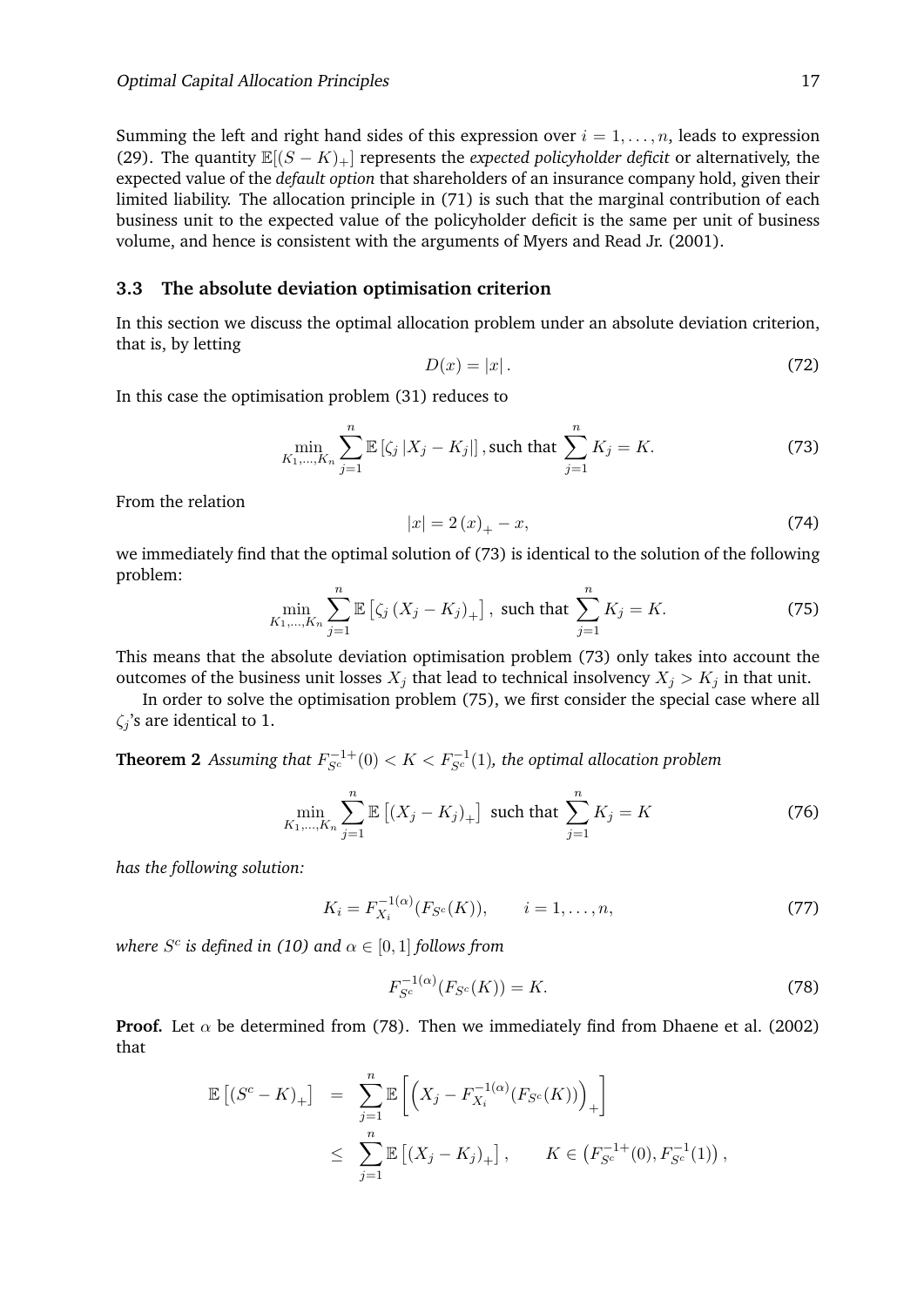Summing the left and right hand sides of this expression over $i = 1, \ldots, n$, leads to expression (29). The quantity $\mathbb{E}[(S-K)_+]$ represents the *expected policyholder deficit* or alternatively, the expected value of the *default option* that shareholders of an insurance company hold, given their limited liability. The allocation principle in (71) is such that the marginal contribution of each business unit to the expected value of the policyholder deficit is the same per unit of business volume, and hence is consistent with the arguments of Myers and Read Jr. (2001).

### 3.3 The absolute deviation optimisation criterion

In this section we discuss the optimal allocation problem under an absolute deviation criterion, that is, by letting

$$D(x) = |x|. \tag{72}$$

In this case the optimisation problem (31) reduces to

$$\min_{K_1,\ldots,K_n} \sum_{j=1}^{n} \mathbb{E}\left[\zeta_j \left|X_j - K_j\right|\right], \text{such that } \sum_{j=1}^{n} K_j = K. \tag{73}$$

From the relation

$$|x| = 2\,(x)_+ - x, \tag{74}$$

we immediately find that the optimal solution of (73) is identical to the solution of the following problem:

$$\min_{K_1,\ldots,K_n} \sum_{j=1}^{n} \mathbb{E}\left[\zeta_j \left(X_j - K_j\right)_+\right], \text{ such that } \sum_{j=1}^{n} K_j = K. \tag{75}$$

This means that the absolute deviation optimisation problem (73) only takes into account the outcomes of the business unit losses $X_j$ that lead to technical insolvency $X_j > K_j$ in that unit.

In order to solve the optimisation problem (75), we first consider the special case where all $\zeta_j$'s are identical to 1.

**Theorem 2** *Assuming that $F_{S^c}^{-1+}(0) < K < F_{S^c}^{-1}(1)$, the optimal allocation problem*

$$\min_{K_1,\ldots,K_n} \sum_{j=1}^{n} \mathbb{E}\left[\left(X_j - K_j\right)_+\right] \text{ such that } \sum_{j=1}^{n} K_j = K \tag{76}$$

*has the following solution:*

$$K_i = F_{X_i}^{-1(\alpha)}(F_{S^c}(K)), \qquad i = 1, \ldots, n, \tag{77}$$

*where $S^c$ is defined in (10) and $\alpha \in [0,1]$ follows from*

$$F_{S^c}^{-1(\alpha)}(F_{S^c}(K)) = K. \tag{78}$$

**Proof.** Let $\alpha$ be determined from (78). Then we immediately find from Dhaene et al. (2002) that

$$\begin{aligned}
\mathbb{E}\left[(S^c - K)_+\right] &= \sum_{j=1}^{n} \mathbb{E}\left[\left(X_j - F_{X_i}^{-1(\alpha)}(F_{S^c}(K))\right)_+\right] \\
&\leq \sum_{j=1}^{n} \mathbb{E}\left[\left(X_j - K_j\right)_+\right], \qquad K \in \left(F_{S^c}^{-1+}(0), F_{S^c}^{-1}(1)\right),
\end{aligned}$$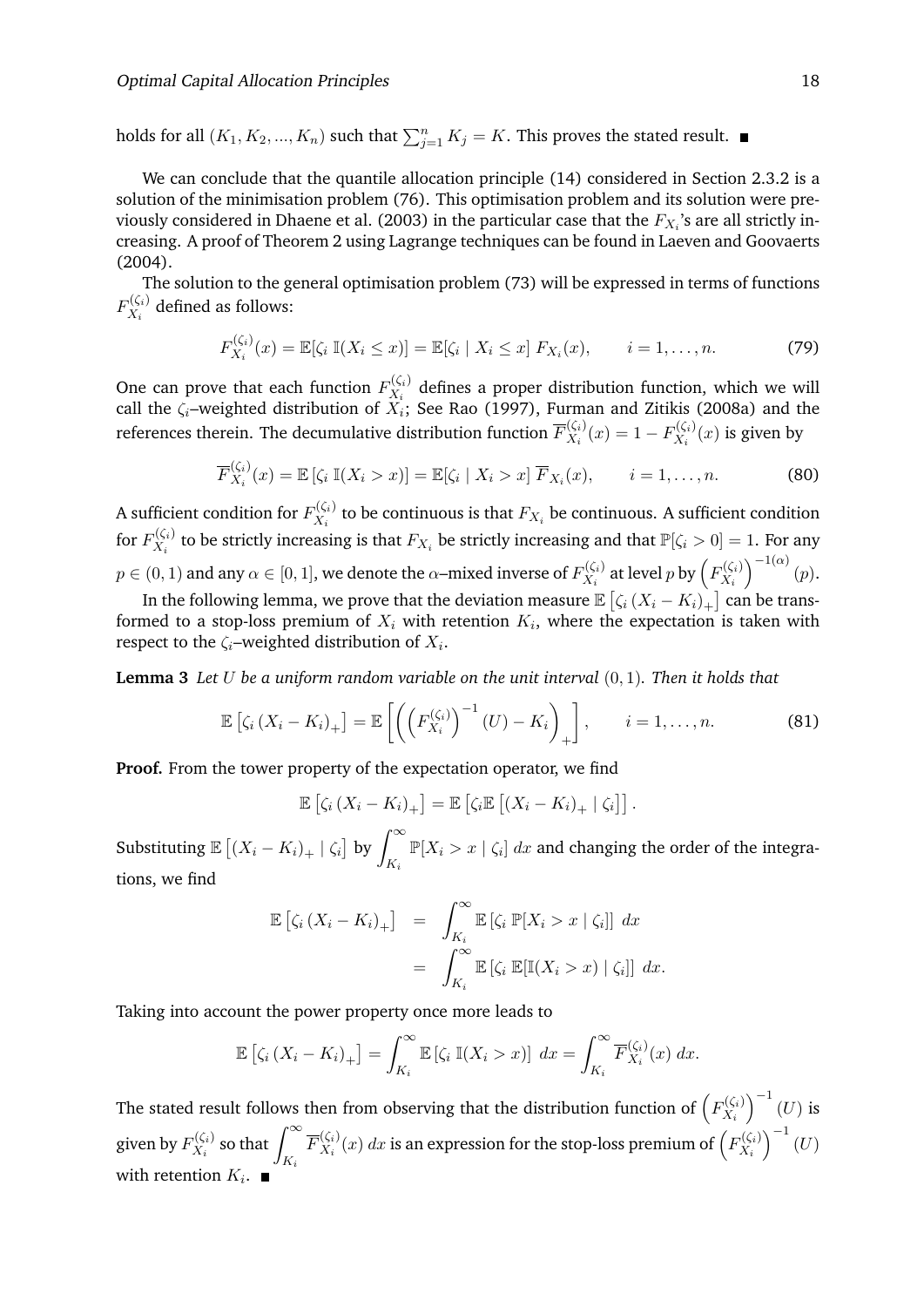holds for all $(K_1, K_2, ..., K_n)$ such that $\sum_{j=1}^{n} K_j = K$. This proves the stated result. ■

We can conclude that the quantile allocation principle (14) considered in Section 2.3.2 is a solution of the minimisation problem (76). This optimisation problem and its solution were previously considered in Dhaene et al. (2003) in the particular case that the $F_{X_i}$'s are all strictly increasing. A proof of Theorem 2 using Lagrange techniques can be found in Laeven and Goovaerts (2004).

The solution to the general optimisation problem (73) will be expressed in terms of functions $F_{X_i}^{(\zeta_i)}$ defined as follows:

$$F_{X_i}^{(\zeta_i)}(x) = \mathbb{E}[\zeta_i \, \mathbb{I}(X_i \leq x)] = \mathbb{E}[\zeta_i \mid X_i \leq x] \, F_{X_i}(x), \qquad i = 1, \ldots, n. \tag{79}$$

One can prove that each function $F_{X_i}^{(\zeta_i)}$ defines a proper distribution function, which we will call the $\zeta_i$–weighted distribution of $X_i$; See Rao (1997), Furman and Zitikis (2008a) and the references therein. The decumulative distribution function $\overline{F}_{X_i}^{(\zeta_i)}(x) = 1 - F_{X_i}^{(\zeta_i)}(x)$ is given by

$$\overline{F}_{X_i}^{(\zeta_i)}(x) = \mathbb{E}\left[\zeta_i \, \mathbb{I}(X_i > x)\right] = \mathbb{E}[\zeta_i \mid X_i > x] \, \overline{F}_{X_i}(x), \qquad i = 1, \ldots, n. \tag{80}$$

A sufficient condition for $F_{X_i}^{(\zeta_i)}$ to be continuous is that $F_{X_i}$ be continuous. A sufficient condition for $F_{X_i}^{(\zeta_i)}$ to be strictly increasing is that $F_{X_i}$ be strictly increasing and that $\mathbb{P}[\zeta_i > 0] = 1$. For any $p \in (0,1)$ and any $\alpha \in [0,1]$, we denote the $\alpha$–mixed inverse of $F_{X_i}^{(\zeta_i)}$ at level $p$ by $\left(F_{X_i}^{(\zeta_i)}\right)^{-1(\alpha)}(p)$.

In the following lemma, we prove that the deviation measure $\mathbb{E}\left[\zeta_i \left(X_i - K_i\right)_+\right]$ can be transformed to a stop-loss premium of $X_i$ with retention $K_i$, where the expectation is taken with respect to the $\zeta_i$–weighted distribution of $X_i$.

**Lemma 3** *Let $U$ be a uniform random variable on the unit interval $(0,1)$. Then it holds that*

$$\mathbb{E}\left[\zeta_i \left(X_i - K_i\right)_+\right] = \mathbb{E}\left[\left(\left(F_{X_i}^{(\zeta_i)}\right)^{-1}(U) - K_i\right)_+\right], \qquad i = 1, \ldots, n. \tag{81}$$

**Proof.** From the tower property of the expectation operator, we find

$$\mathbb{E}\left[\zeta_i \left(X_i - K_i\right)_+\right] = \mathbb{E}\left[\zeta_i \mathbb{E}\left[\left(X_i - K_i\right)_+ \mid \zeta_i\right]\right].$$

Substituting $\mathbb{E}\left[\left(X_i - K_i\right)_+ \mid \zeta_i\right]$ by $\displaystyle\int_{K_i}^{\infty} \mathbb{P}[X_i > x \mid \zeta_i] \, dx$ and changing the order of the integrations, we find

$$\begin{aligned}
\mathbb{E}\left[\zeta_i \left(X_i - K_i\right)_+\right] &= \int_{K_i}^{\infty} \mathbb{E}\left[\zeta_i \, \mathbb{P}[X_i > x \mid \zeta_i]\right] \, dx \\
&= \int_{K_i}^{\infty} \mathbb{E}\left[\zeta_i \, \mathbb{E}[\mathbb{I}(X_i > x) \mid \zeta_i]\right] \, dx.
\end{aligned}$$

Taking into account the power property once more leads to

$$\mathbb{E}\left[\zeta_i \left(X_i - K_i\right)_+\right] = \int_{K_i}^{\infty} \mathbb{E}\left[\zeta_i \, \mathbb{I}(X_i > x)\right] \, dx = \int_{K_i}^{\infty} \overline{F}_{X_i}^{(\zeta_i)}(x) \, dx.$$

The stated result follows then from observing that the distribution function of $\left(F_{X_i}^{(\zeta_i)}\right)^{-1}(U)$ is given by $F_{X_i}^{(\zeta_i)}$ so that $\displaystyle\int_{K_i}^{\infty} \overline{F}_{X_i}^{(\zeta_i)}(x) \, dx$ is an expression for the stop-loss premium of $\left(F_{X_i}^{(\zeta_i)}\right)^{-1}(U)$ with retention $K_i$. ■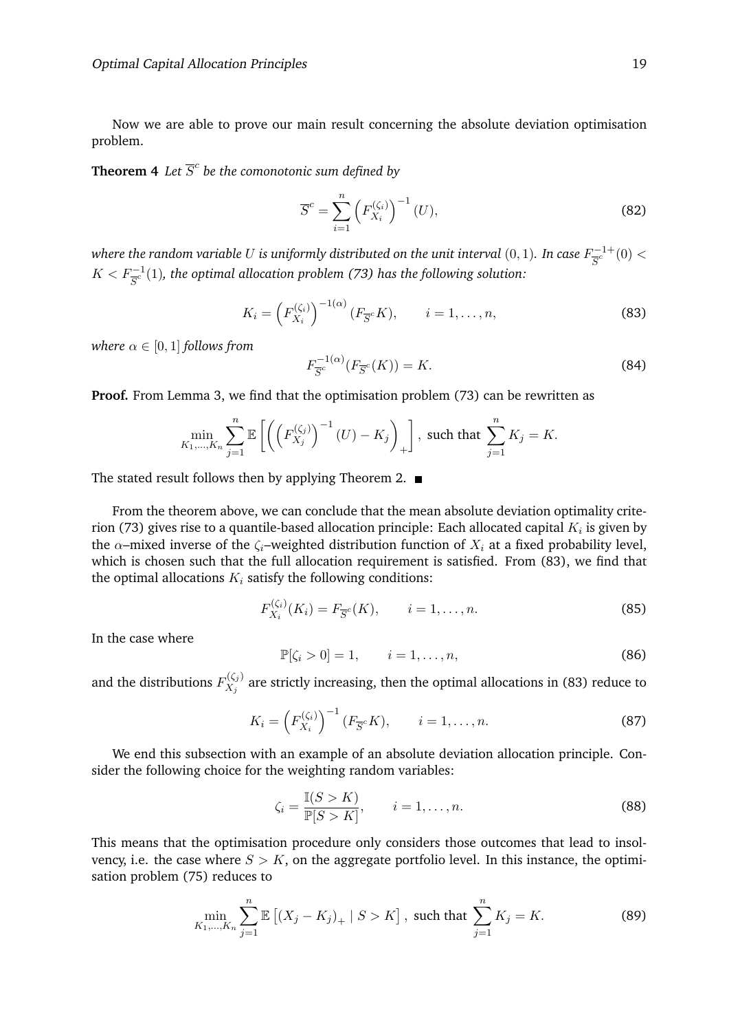Now we are able to prove our main result concerning the absolute deviation optimisation problem.

**Theorem 4** *Let $\overline{S}^c$ be the comonotonic sum defined by*

$$\overline{S}^c = \sum_{i=1}^{n} \left( F_{X_i}^{(\zeta_i)} \right)^{-1} (U), \tag{82}$$

*where the random variable $U$ is uniformly distributed on the unit interval $(0,1)$. In case $F_{\overline{S}^c}^{-1+}(0) < K < F_{\overline{S}^c}^{-1}(1)$, the optimal allocation problem (73) has the following solution:*

$$K_i = \left( F_{X_i}^{(\zeta_i)} \right)^{-1(\alpha)} (F_{\overline{S}^c} K), \qquad i = 1, \ldots, n, \tag{83}$$

*where $\alpha \in [0,1]$ follows from*

$$F_{\overline{S}^c}^{-1(\alpha)} (F_{\overline{S}^c}(K)) = K. \tag{84}$$

**Proof.** From Lemma 3, we find that the optimisation problem (73) can be rewritten as

$$\min_{K_1,\ldots,K_n} \sum_{j=1}^{n} \mathbb{E}\left[ \left( \left( F_{X_j}^{(\zeta_j)} \right)^{-1} (U) - K_j \right)_+ \right], \text{ such that } \sum_{j=1}^{n} K_j = K.$$

The stated result follows then by applying Theorem 2. ∎

From the theorem above, we can conclude that the mean absolute deviation optimality criterion (73) gives rise to a quantile-based allocation principle: Each allocated capital $K_i$ is given by the $\alpha$–mixed inverse of the $\zeta_i$–weighted distribution function of $X_i$ at a fixed probability level, which is chosen such that the full allocation requirement is satisfied. From (83), we find that the optimal allocations $K_i$ satisfy the following conditions:

$$F_{X_i}^{(\zeta_i)}(K_i) = F_{\overline{S}^c}(K), \qquad i = 1, \ldots, n. \tag{85}$$

In the case where

$$\mathbb{P}[\zeta_i > 0] = 1, \qquad i = 1, \ldots, n, \tag{86}$$

and the distributions $F_{X_j}^{(\zeta_j)}$ are strictly increasing, then the optimal allocations in (83) reduce to

$$K_i = \left( F_{X_i}^{(\zeta_i)} \right)^{-1} (F_{\overline{S}^c} K), \qquad i = 1, \ldots, n. \tag{87}$$

We end this subsection with an example of an absolute deviation allocation principle. Consider the following choice for the weighting random variables:

$$\zeta_i = \frac{\mathbb{I}(S > K)}{\mathbb{P}[S > K]}, \qquad i = 1, \ldots, n. \tag{88}$$

This means that the optimisation procedure only considers those outcomes that lead to insolvency, i.e. the case where $S > K$, on the aggregate portfolio level. In this instance, the optimisation problem (75) reduces to

$$\min_{K_1,\ldots,K_n} \sum_{j=1}^{n} \mathbb{E}\left[ (X_j - K_j)_+ \mid S > K \right], \text{ such that } \sum_{j=1}^{n} K_j = K. \tag{89}$$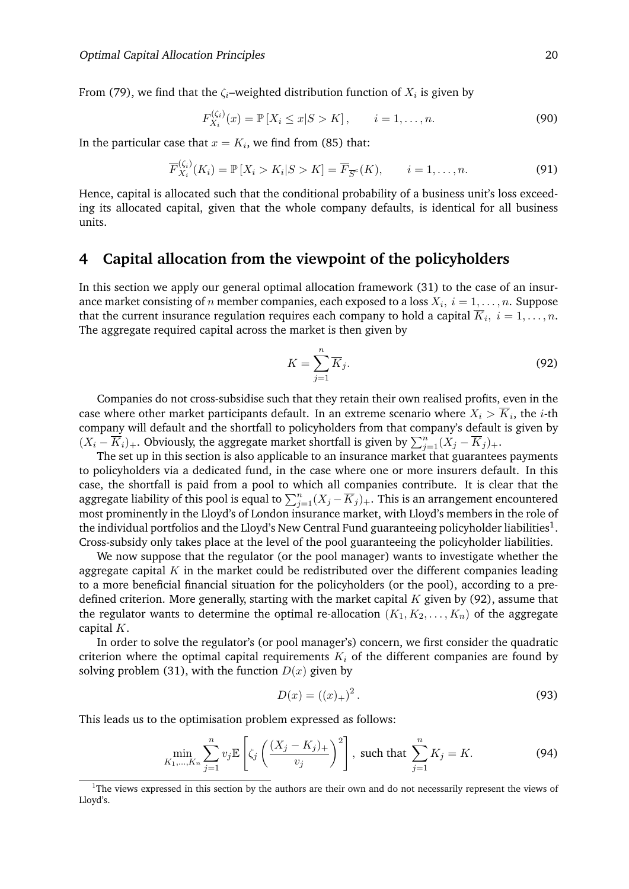From (79), we find that the $\zeta_i$–weighted distribution function of $X_i$ is given by

$$F_{X_i}^{(\zeta_i)}(x) = \mathbb{P}\left[X_i \leq x | S > K\right], \qquad i = 1, \ldots, n. \tag{90}$$

In the particular case that $x = K_i$, we find from (85) that:

$$\overline{F}_{X_i}^{(\zeta_i)}(K_i) = \mathbb{P}\left[X_i > K_i | S > K\right] = \overline{F}_{\overline{S}^c}(K), \qquad i = 1, \ldots, n. \tag{91}$$

Hence, capital is allocated such that the conditional probability of a business unit's loss exceeding its allocated capital, given that the whole company defaults, is identical for all business units.

## 4 Capital allocation from the viewpoint of the policyholders

In this section we apply our general optimal allocation framework (31) to the case of an insurance market consisting of $n$ member companies, each exposed to a loss $X_i,\ i = 1, \ldots, n$. Suppose that the current insurance regulation requires each company to hold a capital $\overline{K}_i,\ i = 1, \ldots, n$. The aggregate required capital across the market is then given by

$$K = \sum_{j=1}^{n} \overline{K}_j. \tag{92}$$

Companies do not cross-subsidise such that they retain their own realised profits, even in the case where other market participants default. In an extreme scenario where $X_i > \overline{K}_i$, the $i$-th company will default and the shortfall to policyholders from that company's default is given by $(X_i - \overline{K}_i)_+$. Obviously, the aggregate market shortfall is given by $\sum_{j=1}^{n}(X_j - \overline{K}_j)_+$.

The set up in this section is also applicable to an insurance market that guarantees payments to policyholders via a dedicated fund, in the case where one or more insurers default. In this case, the shortfall is paid from a pool to which all companies contribute. It is clear that the aggregate liability of this pool is equal to $\sum_{j=1}^{n}(X_j - \overline{K}_j)_+$. This is an arrangement encountered most prominently in the Lloyd's of London insurance market, with Lloyd's members in the role of the individual portfolios and the Lloyd's New Central Fund guaranteeing policyholder liabilities[1]. Cross-subsidy only takes place at the level of the pool guaranteeing the policyholder liabilities.

We now suppose that the regulator (or the pool manager) wants to investigate whether the aggregate capital $K$ in the market could be redistributed over the different companies leading to a more beneficial financial situation for the policyholders (or the pool), according to a predefined criterion. More generally, starting with the market capital $K$ given by (92), assume that the regulator wants to determine the optimal re-allocation $(K_1, K_2, \ldots, K_n)$ of the aggregate capital $K$.

In order to solve the regulator's (or pool manager's) concern, we first consider the quadratic criterion where the optimal capital requirements $K_i$ of the different companies are found by solving problem (31), with the function $D(x)$ given by

$$D(x) = \left((x)_+\right)^2. \tag{93}$$

This leads us to the optimisation problem expressed as follows:

$$\min_{K_1,\ldots,K_n} \sum_{j=1}^{n} v_j \mathbb{E}\left[\zeta_j \left(\frac{(X_j - K_j)_+}{v_j}\right)^2\right], \text{ such that } \sum_{j=1}^{n} K_j = K. \tag{94}$$

[1] The views expressed in this section by the authors are their own and do not necessarily represent the views of Lloyd's.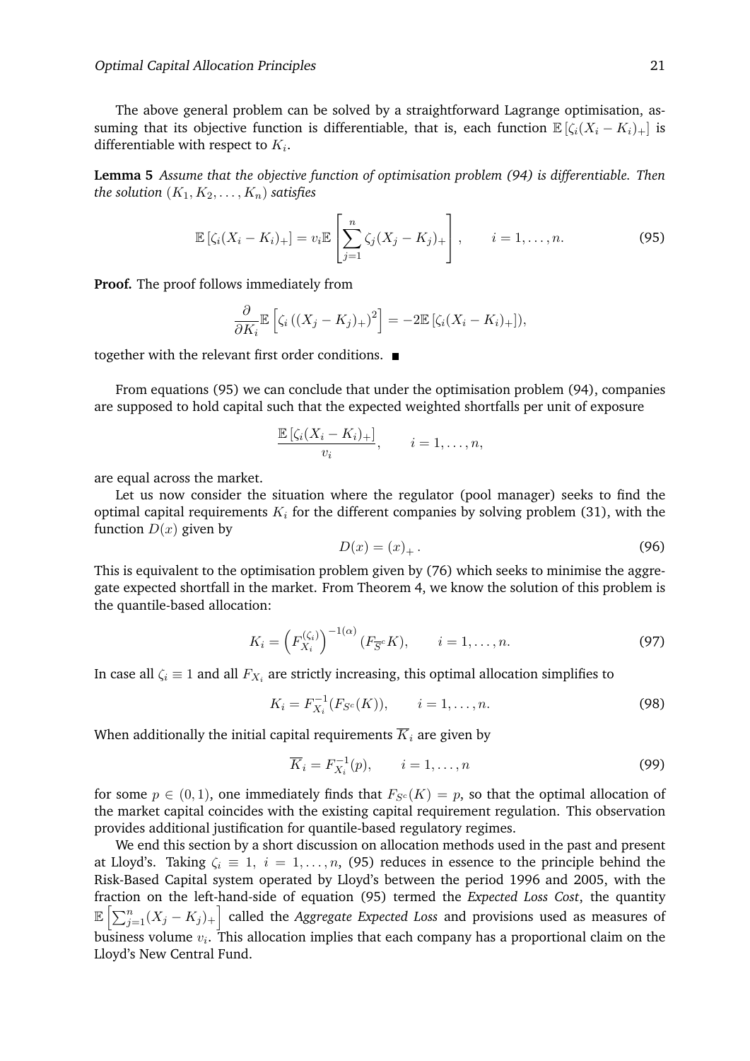The above general problem can be solved by a straightforward Lagrange optimisation, assuming that its objective function is differentiable, that is, each function $\mathbb{E}\left[\zeta_i(X_i - K_i)_+\right]$ is differentiable with respect to $K_i$.

**Lemma 5** *Assume that the objective function of optimisation problem (94) is differentiable. Then the solution $(K_1, K_2, \ldots, K_n)$ satisfies*

$$\mathbb{E}\left[\zeta_i(X_i - K_i)_+\right] = v_i \mathbb{E}\left[\sum_{j=1}^{n} \zeta_j (X_j - K_j)_+\right], \qquad i = 1, \ldots, n. \tag{95}$$

**Proof.** The proof follows immediately from

$$\frac{\partial}{\partial K_i} \mathbb{E}\left[\zeta_i \left((X_j - K_j)_+\right)^2\right] = -2\mathbb{E}\left[\zeta_i(X_i - K_i)_+\right]),$$

together with the relevant first order conditions. ■

From equations (95) we can conclude that under the optimisation problem (94), companies are supposed to hold capital such that the expected weighted shortfalls per unit of exposure

$$\frac{\mathbb{E}\left[\zeta_i(X_i - K_i)_+\right]}{v_i}, \qquad i = 1, \ldots, n,$$

are equal across the market.

Let us now consider the situation where the regulator (pool manager) seeks to find the optimal capital requirements $K_i$ for the different companies by solving problem (31), with the function $D(x)$ given by

$$D(x) = (x)_+ \,. \tag{96}$$

This is equivalent to the optimisation problem given by (76) which seeks to minimise the aggregate expected shortfall in the market. From Theorem 4, we know the solution of this problem is the quantile-based allocation:

$$K_i = \left(F_{X_i}^{(\zeta_i)}\right)^{-1(\alpha)} (F_{\overline{S}^c} K), \qquad i = 1, \ldots, n. \tag{97}$$

In case all $\zeta_i \equiv 1$ and all $F_{X_i}$ are strictly increasing, this optimal allocation simplifies to

$$K_i = F_{X_i}^{-1}(F_{S^c}(K)), \qquad i = 1, \ldots, n. \tag{98}$$

When additionally the initial capital requirements $\overline{K}_i$ are given by

$$\overline{K}_i = F_{X_i}^{-1}(p), \qquad i = 1, \ldots, n \tag{99}$$

for some $p \in (0, 1)$, one immediately finds that $F_{S^c}(K) = p$, so that the optimal allocation of the market capital coincides with the existing capital requirement regulation. This observation provides additional justification for quantile-based regulatory regimes.

We end this section by a short discussion on allocation methods used in the past and present at Lloyd's. Taking $\zeta_i \equiv 1$, $i = 1, \ldots, n$, (95) reduces in essence to the principle behind the Risk-Based Capital system operated by Lloyd's between the period 1996 and 2005, with the fraction on the left-hand-side of equation (95) termed the *Expected Loss Cost*, the quantity $\mathbb{E}\left[\sum_{j=1}^{n}(X_j - K_j)_+\right]$ called the *Aggregate Expected Loss* and provisions used as measures of business volume $v_i$. This allocation implies that each company has a proportional claim on the Lloyd's New Central Fund.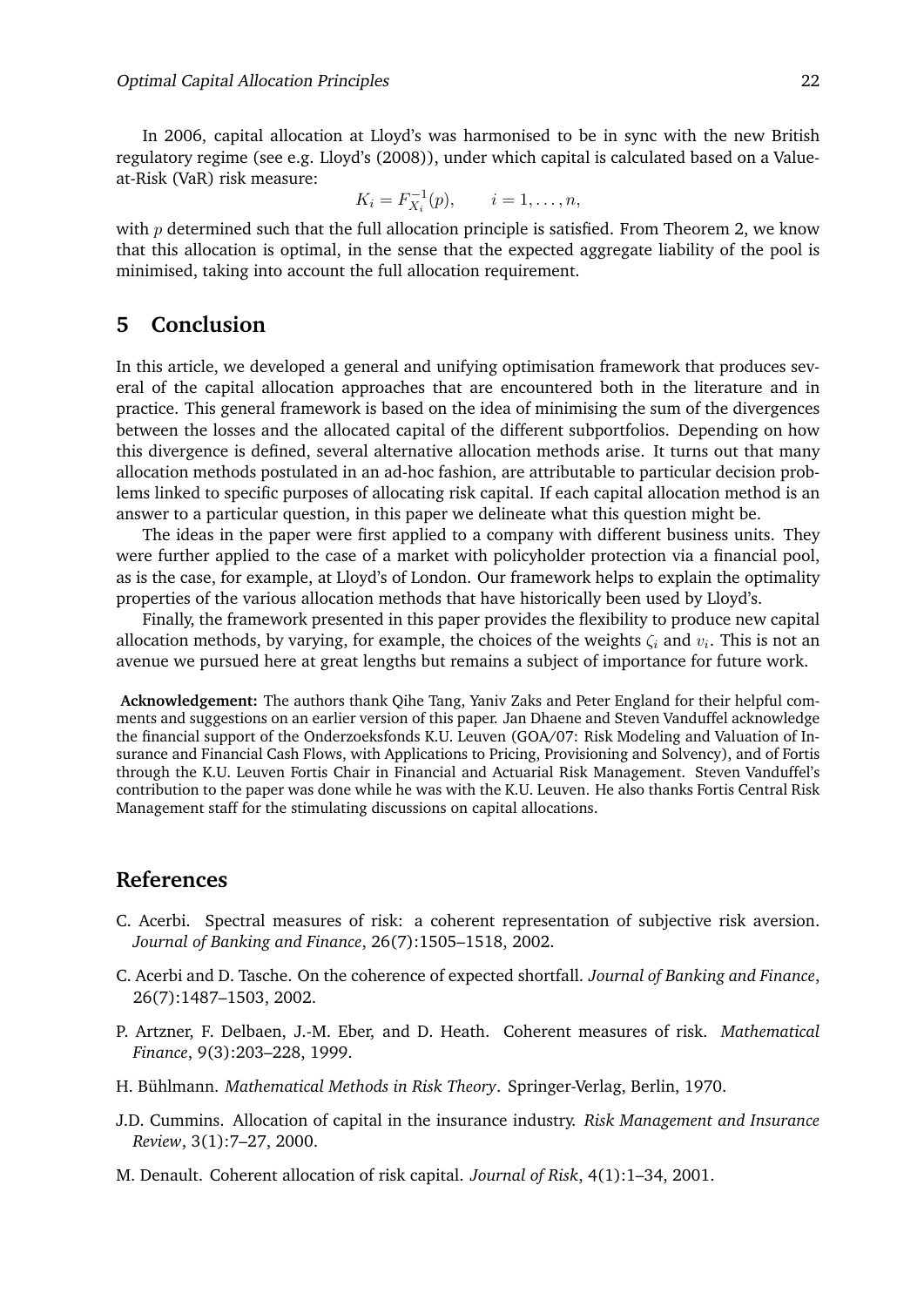In 2006, capital allocation at Lloyd's was harmonised to be in sync with the new British regulatory regime (see e.g. Lloyd's (2008)), under which capital is calculated based on a Value-at-Risk (VaR) risk measure:

$$K_i = F_{X_i}^{-1}(p), \qquad i = 1, \ldots, n,$$

with $p$ determined such that the full allocation principle is satisfied. From Theorem 2, we know that this allocation is optimal, in the sense that the expected aggregate liability of the pool is minimised, taking into account the full allocation requirement.

## 5 Conclusion

In this article, we developed a general and unifying optimisation framework that produces several of the capital allocation approaches that are encountered both in the literature and in practice. This general framework is based on the idea of minimising the sum of the divergences between the losses and the allocated capital of the different subportfolios. Depending on how this divergence is defined, several alternative allocation methods arise. It turns out that many allocation methods postulated in an ad-hoc fashion, are attributable to particular decision problems linked to specific purposes of allocating risk capital. If each capital allocation method is an answer to a particular question, in this paper we delineate what this question might be.

The ideas in the paper were first applied to a company with different business units. They were further applied to the case of a market with policyholder protection via a financial pool, as is the case, for example, at Lloyd's of London. Our framework helps to explain the optimality properties of the various allocation methods that have historically been used by Lloyd's.

Finally, the framework presented in this paper provides the flexibility to produce new capital allocation methods, by varying, for example, the choices of the weights $\zeta_i$ and $v_i$. This is not an avenue we pursued here at great lengths but remains a subject of importance for future work.

**Acknowledgement:** The authors thank Qihe Tang, Yaniv Zaks and Peter England for their helpful comments and suggestions on an earlier version of this paper. Jan Dhaene and Steven Vanduffel acknowledge the financial support of the Onderzoeksfonds K.U. Leuven (GOA/07: Risk Modeling and Valuation of Insurance and Financial Cash Flows, with Applications to Pricing, Provisioning and Solvency), and of Fortis through the K.U. Leuven Fortis Chair in Financial and Actuarial Risk Management. Steven Vanduffel's contribution to the paper was done while he was with the K.U. Leuven. He also thanks Fortis Central Risk Management staff for the stimulating discussions on capital allocations.

## References

C. Acerbi. Spectral measures of risk: a coherent representation of subjective risk aversion. *Journal of Banking and Finance*, 26(7):1505–1518, 2002.

C. Acerbi and D. Tasche. On the coherence of expected shortfall. *Journal of Banking and Finance*, 26(7):1487–1503, 2002.

P. Artzner, F. Delbaen, J.-M. Eber, and D. Heath. Coherent measures of risk. *Mathematical Finance*, 9(3):203–228, 1999.

H. Bühlmann. *Mathematical Methods in Risk Theory*. Springer-Verlag, Berlin, 1970.

J.D. Cummins. Allocation of capital in the insurance industry. *Risk Management and Insurance Review*, 3(1):7–27, 2000.

M. Denault. Coherent allocation of risk capital. *Journal of Risk*, 4(1):1–34, 2001.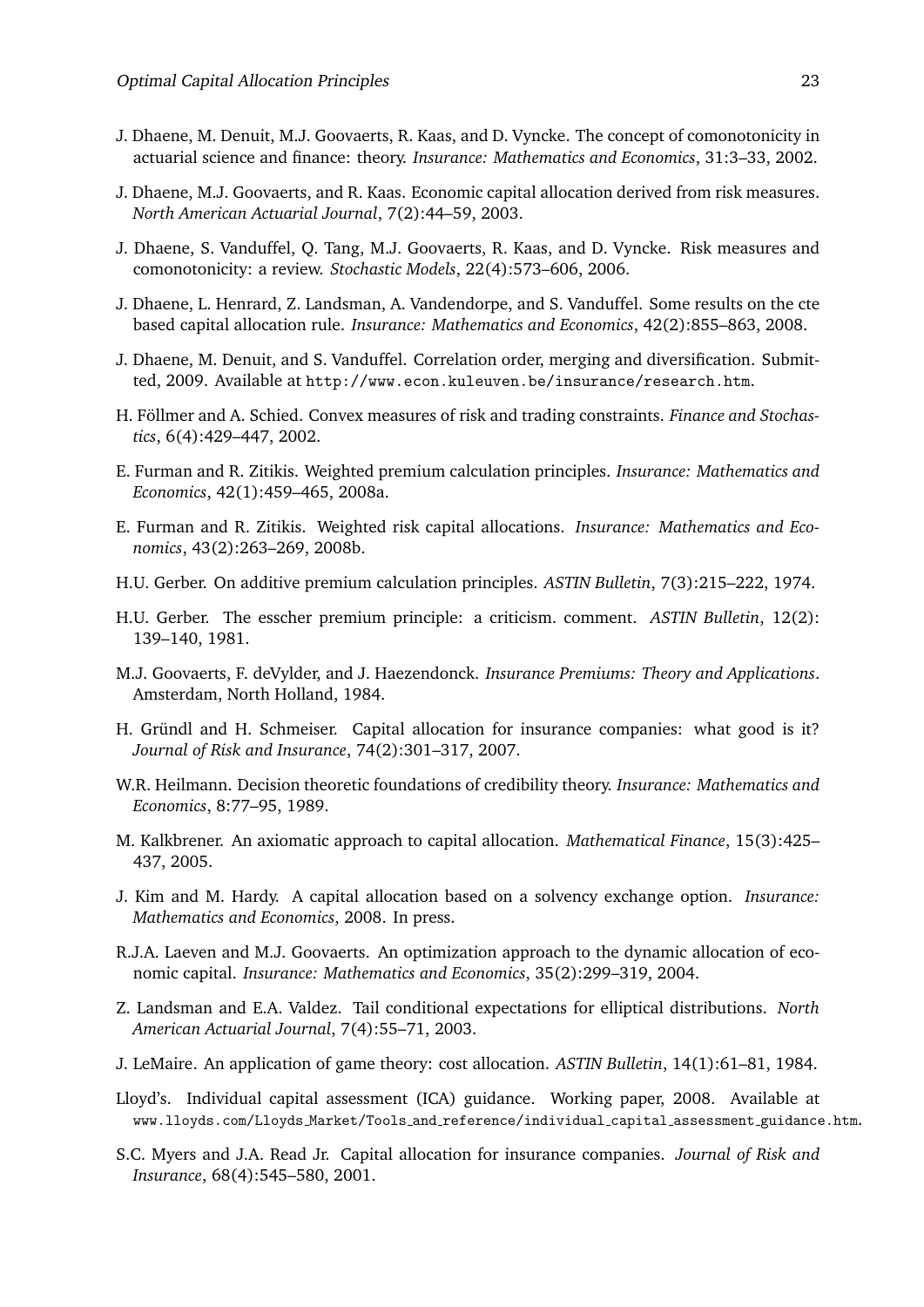J. Dhaene, M. Denuit, M.J. Goovaerts, R. Kaas, and D. Vyncke. The concept of comonotonicity in actuarial science and finance: theory. *Insurance: Mathematics and Economics*, 31:3–33, 2002.

J. Dhaene, M.J. Goovaerts, and R. Kaas. Economic capital allocation derived from risk measures. *North American Actuarial Journal*, 7(2):44–59, 2003.

J. Dhaene, S. Vanduffel, Q. Tang, M.J. Goovaerts, R. Kaas, and D. Vyncke. Risk measures and comonotonicity: a review. *Stochastic Models*, 22(4):573–606, 2006.

J. Dhaene, L. Henrard, Z. Landsman, A. Vandendorpe, and S. Vanduffel. Some results on the cte based capital allocation rule. *Insurance: Mathematics and Economics*, 42(2):855–863, 2008.

J. Dhaene, M. Denuit, and S. Vanduffel. Correlation order, merging and diversification. Submitted, 2009. Available at http://www.econ.kuleuven.be/insurance/research.htm.

H. Föllmer and A. Schied. Convex measures of risk and trading constraints. *Finance and Stochastics*, 6(4):429–447, 2002.

E. Furman and R. Zitikis. Weighted premium calculation principles. *Insurance: Mathematics and Economics*, 42(1):459–465, 2008a.

E. Furman and R. Zitikis. Weighted risk capital allocations. *Insurance: Mathematics and Economics*, 43(2):263–269, 2008b.

H.U. Gerber. On additive premium calculation principles. *ASTIN Bulletin*, 7(3):215–222, 1974.

H.U. Gerber. The esscher premium principle: a criticism. comment. *ASTIN Bulletin*, 12(2): 139–140, 1981.

M.J. Goovaerts, F. deVylder, and J. Haezendonck. *Insurance Premiums: Theory and Applications*. Amsterdam, North Holland, 1984.

H. Gründl and H. Schmeiser. Capital allocation for insurance companies: what good is it? *Journal of Risk and Insurance*, 74(2):301–317, 2007.

W.R. Heilmann. Decision theoretic foundations of credibility theory. *Insurance: Mathematics and Economics*, 8:77–95, 1989.

M. Kalkbrener. An axiomatic approach to capital allocation. *Mathematical Finance*, 15(3):425–437, 2005.

J. Kim and M. Hardy. A capital allocation based on a solvency exchange option. *Insurance: Mathematics and Economics*, 2008. In press.

R.J.A. Laeven and M.J. Goovaerts. An optimization approach to the dynamic allocation of economic capital. *Insurance: Mathematics and Economics*, 35(2):299–319, 2004.

Z. Landsman and E.A. Valdez. Tail conditional expectations for elliptical distributions. *North American Actuarial Journal*, 7(4):55–71, 2003.

J. LeMaire. An application of game theory: cost allocation. *ASTIN Bulletin*, 14(1):61–81, 1984.

Lloyd's. Individual capital assessment (ICA) guidance. Working paper, 2008. Available at www.lloyds.com/Lloyds_Market/Tools_and_reference/individual_capital_assessment_guidance.htm.

S.C. Myers and J.A. Read Jr. Capital allocation for insurance companies. *Journal of Risk and Insurance*, 68(4):545–580, 2001.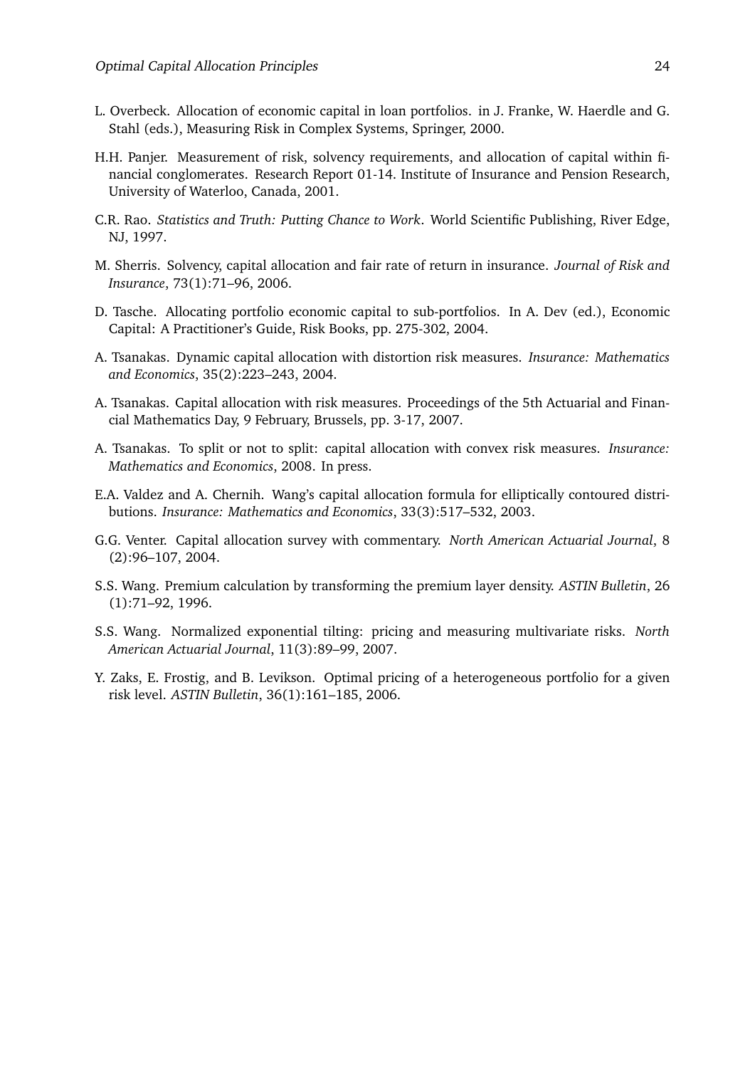L. Overbeck. Allocation of economic capital in loan portfolios. in J. Franke, W. Haerdle and G. Stahl (eds.), Measuring Risk in Complex Systems, Springer, 2000.

H.H. Panjer. Measurement of risk, solvency requirements, and allocation of capital within financial conglomerates. Research Report 01-14. Institute of Insurance and Pension Research, University of Waterloo, Canada, 2001.

C.R. Rao. *Statistics and Truth: Putting Chance to Work*. World Scientific Publishing, River Edge, NJ, 1997.

M. Sherris. Solvency, capital allocation and fair rate of return in insurance. *Journal of Risk and Insurance*, 73(1):71–96, 2006.

D. Tasche. Allocating portfolio economic capital to sub-portfolios. In A. Dev (ed.), Economic Capital: A Practitioner's Guide, Risk Books, pp. 275-302, 2004.

A. Tsanakas. Dynamic capital allocation with distortion risk measures. *Insurance: Mathematics and Economics*, 35(2):223–243, 2004.

A. Tsanakas. Capital allocation with risk measures. Proceedings of the 5th Actuarial and Financial Mathematics Day, 9 February, Brussels, pp. 3-17, 2007.

A. Tsanakas. To split or not to split: capital allocation with convex risk measures. *Insurance: Mathematics and Economics*, 2008. In press.

E.A. Valdez and A. Chernih. Wang's capital allocation formula for elliptically contoured distributions. *Insurance: Mathematics and Economics*, 33(3):517–532, 2003.

G.G. Venter. Capital allocation survey with commentary. *North American Actuarial Journal*, 8 (2):96–107, 2004.

S.S. Wang. Premium calculation by transforming the premium layer density. *ASTIN Bulletin*, 26 (1):71–92, 1996.

S.S. Wang. Normalized exponential tilting: pricing and measuring multivariate risks. *North American Actuarial Journal*, 11(3):89–99, 2007.

Y. Zaks, E. Frostig, and B. Levikson. Optimal pricing of a heterogeneous portfolio for a given risk level. *ASTIN Bulletin*, 36(1):161–185, 2006.